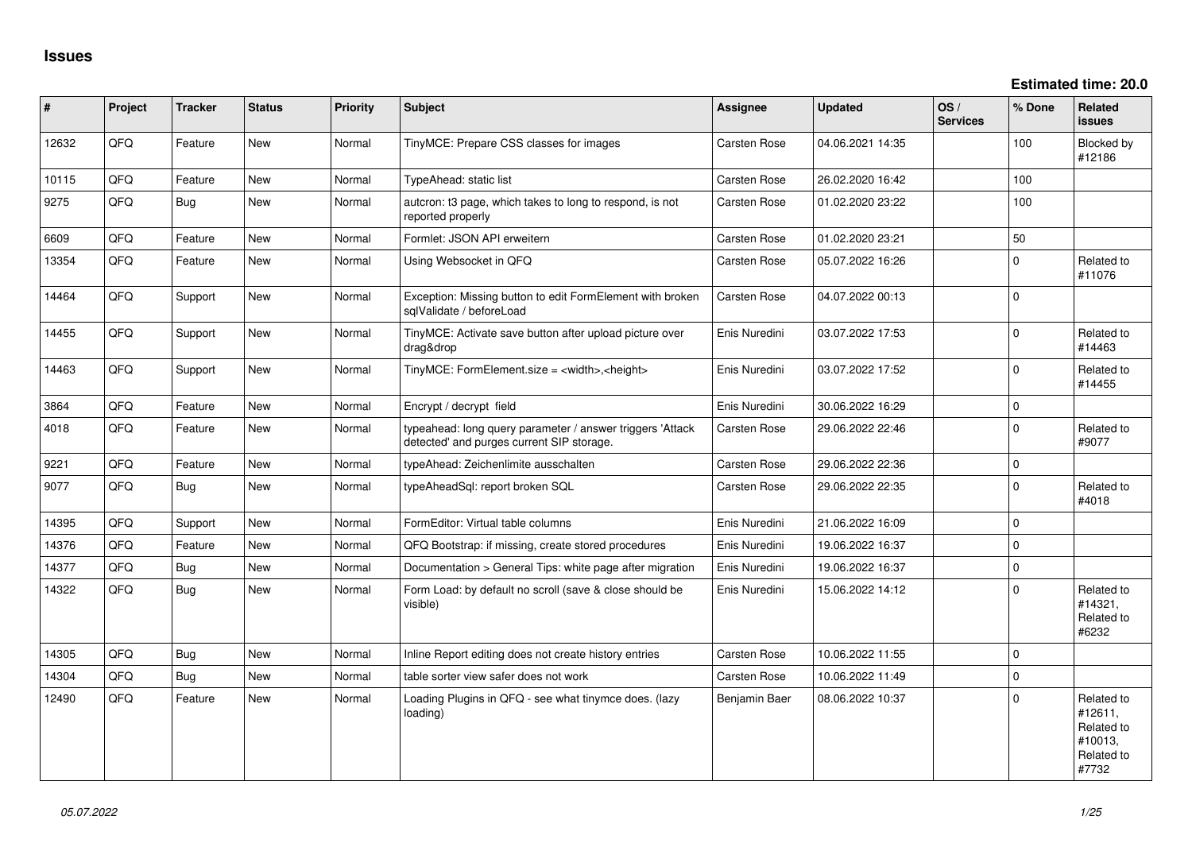# Issues

**Estimated time: 20.0**

| # | Project | Tracker | Status | Priority | Subject | Assignee | Updated | OS / Services | % Done | Related issues |
|---|---|---|---|---|---|---|---|---|---|---|
| 12632 | QFQ | Feature | New | Normal | TinyMCE: Prepare CSS classes for images | Carsten Rose | 04.06.2021 14:35 | | 100 | Blocked by #12186 |
| 10115 | QFQ | Feature | New | Normal | TypeAhead: static list | Carsten Rose | 26.02.2020 16:42 | | 100 | |
| 9275 | QFQ | Bug | New | Normal | autcron: t3 page, which takes to long to respond, is not reported properly | Carsten Rose | 01.02.2020 23:22 | | 100 | |
| 6609 | QFQ | Feature | New | Normal | Formlet: JSON API erweitern | Carsten Rose | 01.02.2020 23:21 | | 50 | |
| 13354 | QFQ | Feature | New | Normal | Using Websocket in QFQ | Carsten Rose | 05.07.2022 16:26 | | 0 | Related to #11076 |
| 14464 | QFQ | Support | New | Normal | Exception: Missing button to edit FormElement with broken sqlValidate / beforeLoad | Carsten Rose | 04.07.2022 00:13 | | 0 | |
| 14455 | QFQ | Support | New | Normal | TinyMCE: Activate save button after upload picture over drag&drop | Enis Nuredini | 03.07.2022 17:53 | | 0 | Related to #14463 |
| 14463 | QFQ | Support | New | Normal | TinyMCE: FormElement.size = <width>,<height> | Enis Nuredini | 03.07.2022 17:52 | | 0 | Related to #14455 |
| 3864 | QFQ | Feature | New | Normal | Encrypt / decrypt field | Enis Nuredini | 30.06.2022 16:29 | | 0 | |
| 4018 | QFQ | Feature | New | Normal | typeahead: long query parameter / answer triggers 'Attack detected' and purges current SIP storage. | Carsten Rose | 29.06.2022 22:46 | | 0 | Related to #9077 |
| 9221 | QFQ | Feature | New | Normal | typeAhead: Zeichenlimite ausschalten | Carsten Rose | 29.06.2022 22:36 | | 0 | |
| 9077 | QFQ | Bug | New | Normal | typeAheadSql: report broken SQL | Carsten Rose | 29.06.2022 22:35 | | 0 | Related to #4018 |
| 14395 | QFQ | Support | New | Normal | FormEditor: Virtual table columns | Enis Nuredini | 21.06.2022 16:09 | | 0 | |
| 14376 | QFQ | Feature | New | Normal | QFQ Bootstrap: if missing, create stored procedures | Enis Nuredini | 19.06.2022 16:37 | | 0 | |
| 14377 | QFQ | Bug | New | Normal | Documentation > General Tips: white page after migration | Enis Nuredini | 19.06.2022 16:37 | | 0 | |
| 14322 | QFQ | Bug | New | Normal | Form Load: by default no scroll (save & close should be visible) | Enis Nuredini | 15.06.2022 14:12 | | 0 | Related to #14321, Related to #6232 |
| 14305 | QFQ | Bug | New | Normal | Inline Report editing does not create history entries | Carsten Rose | 10.06.2022 11:55 | | 0 | |
| 14304 | QFQ | Bug | New | Normal | table sorter view safer does not work | Carsten Rose | 10.06.2022 11:49 | | 0 | |
| 12490 | QFQ | Feature | New | Normal | Loading Plugins in QFQ - see what tinymce does. (lazy loading) | Benjamin Baer | 08.06.2022 10:37 | | 0 | Related to #12611, Related to #10013, Related to #7732 |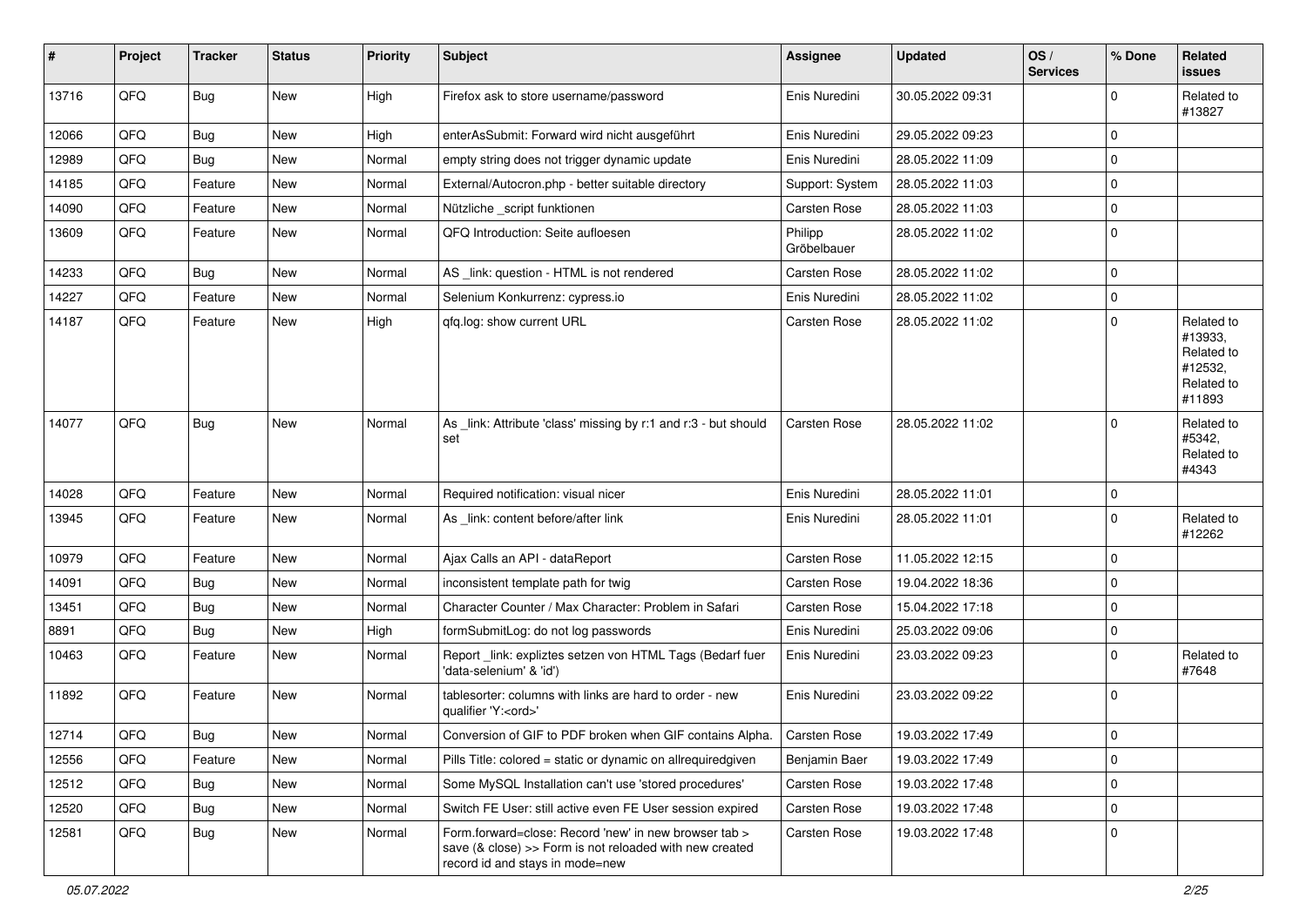| # | Project | Tracker | Status | Priority | Subject | Assignee | Updated | OS / Services | % Done | Related issues |
|---|---|---|---|---|---|---|---|---|---|---|
| 13716 | QFQ | Bug | New | High | Firefox ask to store username/password | Enis Nuredini | 30.05.2022 09:31 | | 0 | Related to #13827 |
| 12066 | QFQ | Bug | New | High | enterAsSubmit: Forward wird nicht ausgeführt | Enis Nuredini | 29.05.2022 09:23 | | 0 | |
| 12989 | QFQ | Bug | New | Normal | empty string does not trigger dynamic update | Enis Nuredini | 28.05.2022 11:09 | | 0 | |
| 14185 | QFQ | Feature | New | Normal | External/Autocron.php - better suitable directory | Support: System | 28.05.2022 11:03 | | 0 | |
| 14090 | QFQ | Feature | New | Normal | Nützliche _script funktionen | Carsten Rose | 28.05.2022 11:03 | | 0 | |
| 13609 | QFQ | Feature | New | Normal | QFQ Introduction: Seite aufloesen | Philipp Gröbelbauer | 28.05.2022 11:02 | | 0 | |
| 14233 | QFQ | Bug | New | Normal | AS _link: question - HTML is not rendered | Carsten Rose | 28.05.2022 11:02 | | 0 | |
| 14227 | QFQ | Feature | New | Normal | Selenium Konkurrenz: cypress.io | Enis Nuredini | 28.05.2022 11:02 | | 0 | |
| 14187 | QFQ | Feature | New | High | qfq.log: show current URL | Carsten Rose | 28.05.2022 11:02 | | 0 | Related to #13933, Related to #12532, Related to #11893 |
| 14077 | QFQ | Bug | New | Normal | As _link: Attribute 'class' missing by r:1 and r:3 - but should set | Carsten Rose | 28.05.2022 11:02 | | 0 | Related to #5342, Related to #4343 |
| 14028 | QFQ | Feature | New | Normal | Required notification: visual nicer | Enis Nuredini | 28.05.2022 11:01 | | 0 | |
| 13945 | QFQ | Feature | New | Normal | As _link: content before/after link | Enis Nuredini | 28.05.2022 11:01 | | 0 | Related to #12262 |
| 10979 | QFQ | Feature | New | Normal | Ajax Calls an API - dataReport | Carsten Rose | 11.05.2022 12:15 | | 0 | |
| 14091 | QFQ | Bug | New | Normal | inconsistent template path for twig | Carsten Rose | 19.04.2022 18:36 | | 0 | |
| 13451 | QFQ | Bug | New | Normal | Character Counter / Max Character: Problem in Safari | Carsten Rose | 15.04.2022 17:18 | | 0 | |
| 8891 | QFQ | Bug | New | High | formSubmitLog: do not log passwords | Enis Nuredini | 25.03.2022 09:06 | | 0 | |
| 10463 | QFQ | Feature | New | Normal | Report _link: expliztes setzen von HTML Tags (Bedarf fuer 'data-selenium' & 'id') | Enis Nuredini | 23.03.2022 09:23 | | 0 | Related to #7648 |
| 11892 | QFQ | Feature | New | Normal | tablesorter: columns with links are hard to order - new qualifier 'Y:<ord>' | Enis Nuredini | 23.03.2022 09:22 | | 0 | |
| 12714 | QFQ | Bug | New | Normal | Conversion of GIF to PDF broken when GIF contains Alpha. | Carsten Rose | 19.03.2022 17:49 | | 0 | |
| 12556 | QFQ | Feature | New | Normal | Pills Title: colored = static or dynamic on allrequiredgiven | Benjamin Baer | 19.03.2022 17:49 | | 0 | |
| 12512 | QFQ | Bug | New | Normal | Some MySQL Installation can't use 'stored procedures' | Carsten Rose | 19.03.2022 17:48 | | 0 | |
| 12520 | QFQ | Bug | New | Normal | Switch FE User: still active even FE User session expired | Carsten Rose | 19.03.2022 17:48 | | 0 | |
| 12581 | QFQ | Bug | New | Normal | Form.forward=close: Record 'new' in new browser tab > save (& close) >> Form is not reloaded with new created record id and stays in mode=new | Carsten Rose | 19.03.2022 17:48 | | 0 | |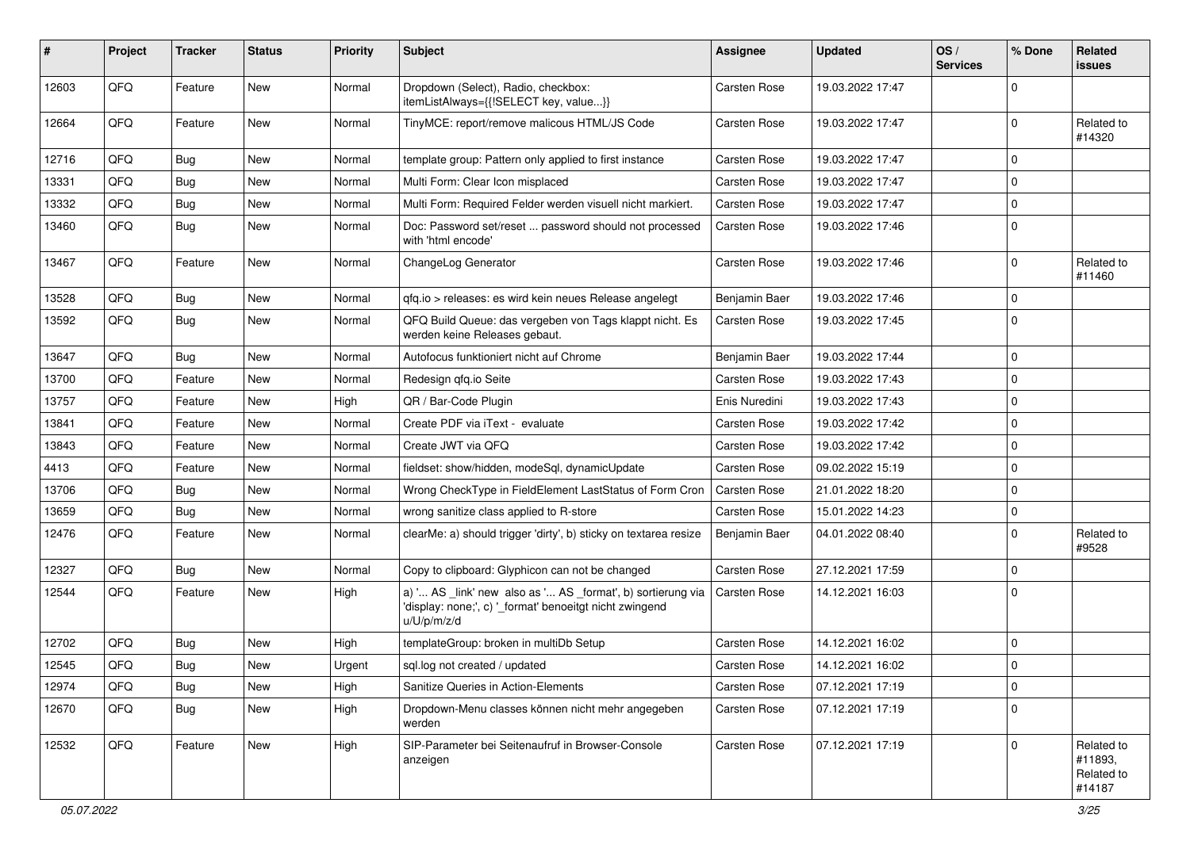| # | Project | Tracker | Status | Priority | Subject | Assignee | Updated | OS / Services | % Done | Related issues |
|---|---|---|---|---|---|---|---|---|---|---|
| 12603 | QFQ | Feature | New | Normal | Dropdown (Select), Radio, checkbox: itemListAlways={{!SELECT key, value...}} | Carsten Rose | 19.03.2022 17:47 | | 0 | |
| 12664 | QFQ | Feature | New | Normal | TinyMCE: report/remove malicous HTML/JS Code | Carsten Rose | 19.03.2022 17:47 | | 0 | Related to #14320 |
| 12716 | QFQ | Bug | New | Normal | template group: Pattern only applied to first instance | Carsten Rose | 19.03.2022 17:47 | | 0 | |
| 13331 | QFQ | Bug | New | Normal | Multi Form: Clear Icon misplaced | Carsten Rose | 19.03.2022 17:47 | | 0 | |
| 13332 | QFQ | Bug | New | Normal | Multi Form: Required Felder werden visuell nicht markiert. | Carsten Rose | 19.03.2022 17:47 | | 0 | |
| 13460 | QFQ | Bug | New | Normal | Doc: Password set/reset ... password should not processed with 'html encode' | Carsten Rose | 19.03.2022 17:46 | | 0 | |
| 13467 | QFQ | Feature | New | Normal | ChangeLog Generator | Carsten Rose | 19.03.2022 17:46 | | 0 | Related to #11460 |
| 13528 | QFQ | Bug | New | Normal | qfq.io > releases: es wird kein neues Release angelegt | Benjamin Baer | 19.03.2022 17:46 | | 0 | |
| 13592 | QFQ | Bug | New | Normal | QFQ Build Queue: das vergeben von Tags klappt nicht. Es werden keine Releases gebaut. | Carsten Rose | 19.03.2022 17:45 | | 0 | |
| 13647 | QFQ | Bug | New | Normal | Autofocus funktioniert nicht auf Chrome | Benjamin Baer | 19.03.2022 17:44 | | 0 | |
| 13700 | QFQ | Feature | New | Normal | Redesign qfq.io Seite | Carsten Rose | 19.03.2022 17:43 | | 0 | |
| 13757 | QFQ | Feature | New | High | QR / Bar-Code Plugin | Enis Nuredini | 19.03.2022 17:43 | | 0 | |
| 13841 | QFQ | Feature | New | Normal | Create PDF via iText - evaluate | Carsten Rose | 19.03.2022 17:42 | | 0 | |
| 13843 | QFQ | Feature | New | Normal | Create JWT via QFQ | Carsten Rose | 19.03.2022 17:42 | | 0 | |
| 4413 | QFQ | Feature | New | Normal | fieldset: show/hidden, modeSql, dynamicUpdate | Carsten Rose | 09.02.2022 15:19 | | 0 | |
| 13706 | QFQ | Bug | New | Normal | Wrong CheckType in FieldElement LastStatus of Form Cron | Carsten Rose | 21.01.2022 18:20 | | 0 | |
| 13659 | QFQ | Bug | New | Normal | wrong sanitize class applied to R-store | Carsten Rose | 15.01.2022 14:23 | | 0 | |
| 12476 | QFQ | Feature | New | Normal | clearMe: a) should trigger 'dirty', b) sticky on textarea resize | Benjamin Baer | 04.01.2022 08:40 | | 0 | Related to #9528 |
| 12327 | QFQ | Bug | New | Normal | Copy to clipboard: Glyphicon can not be changed | Carsten Rose | 27.12.2021 17:59 | | 0 | |
| 12544 | QFQ | Feature | New | High | a) '... AS _link' new also as '... AS _format', b) sortierung via 'display: none;', c) '_format' benoeitgt nicht zwingend u/U/p/m/z/d | Carsten Rose | 14.12.2021 16:03 | | 0 | |
| 12702 | QFQ | Bug | New | High | templateGroup: broken in multiDb Setup | Carsten Rose | 14.12.2021 16:02 | | 0 | |
| 12545 | QFQ | Bug | New | Urgent | sql.log not created / updated | Carsten Rose | 14.12.2021 16:02 | | 0 | |
| 12974 | QFQ | Bug | New | High | Sanitize Queries in Action-Elements | Carsten Rose | 07.12.2021 17:19 | | 0 | |
| 12670 | QFQ | Bug | New | High | Dropdown-Menu classes können nicht mehr angegeben werden | Carsten Rose | 07.12.2021 17:19 | | 0 | |
| 12532 | QFQ | Feature | New | High | SIP-Parameter bei Seitenaufruf in Browser-Console anzeigen | Carsten Rose | 07.12.2021 17:19 | | 0 | Related to #11893, Related to #14187 |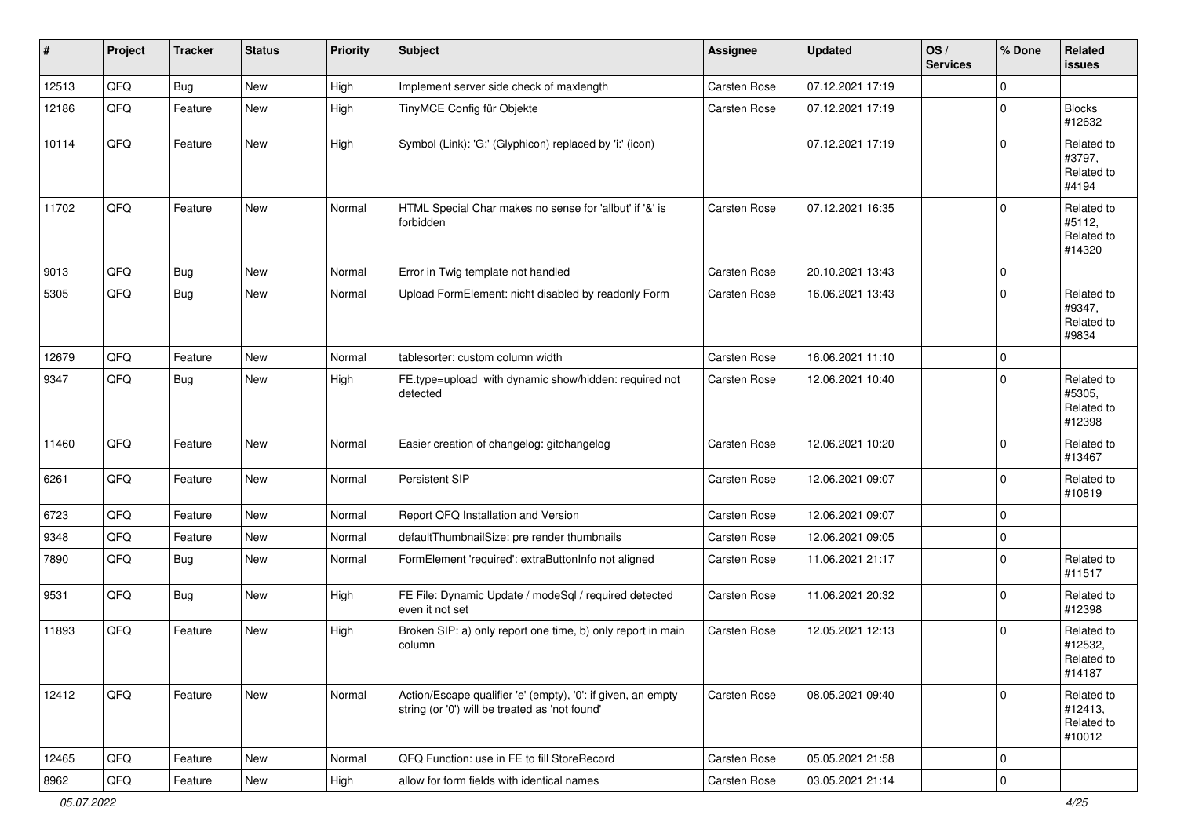| # | Project | Tracker | Status | Priority | Subject | Assignee | Updated | OS / Services | % Done | Related issues |
|---|---|---|---|---|---|---|---|---|---|---|
| 12513 | QFQ | Bug | New | High | Implement server side check of maxlength | Carsten Rose | 07.12.2021 17:19 | | 0 | |
| 12186 | QFQ | Feature | New | High | TinyMCE Config für Objekte | Carsten Rose | 07.12.2021 17:19 | | 0 | Blocks #12632 |
| 10114 | QFQ | Feature | New | High | Symbol (Link): 'G:' (Glyphicon) replaced by 'i:' (icon) | | 07.12.2021 17:19 | | 0 | Related to #3797, Related to #4194 |
| 11702 | QFQ | Feature | New | Normal | HTML Special Char makes no sense for 'allbut' if '&' is forbidden | Carsten Rose | 07.12.2021 16:35 | | 0 | Related to #5112, Related to #14320 |
| 9013 | QFQ | Bug | New | Normal | Error in Twig template not handled | Carsten Rose | 20.10.2021 13:43 | | 0 | |
| 5305 | QFQ | Bug | New | Normal | Upload FormElement: nicht disabled by readonly Form | Carsten Rose | 16.06.2021 13:43 | | 0 | Related to #9347, Related to #9834 |
| 12679 | QFQ | Feature | New | Normal | tablesorter: custom column width | Carsten Rose | 16.06.2021 11:10 | | 0 | |
| 9347 | QFQ | Bug | New | High | FE.type=upload with dynamic show/hidden: required not detected | Carsten Rose | 12.06.2021 10:40 | | 0 | Related to #5305, Related to #12398 |
| 11460 | QFQ | Feature | New | Normal | Easier creation of changelog: gitchangelog | Carsten Rose | 12.06.2021 10:20 | | 0 | Related to #13467 |
| 6261 | QFQ | Feature | New | Normal | Persistent SIP | Carsten Rose | 12.06.2021 09:07 | | 0 | Related to #10819 |
| 6723 | QFQ | Feature | New | Normal | Report QFQ Installation and Version | Carsten Rose | 12.06.2021 09:07 | | 0 | |
| 9348 | QFQ | Feature | New | Normal | defaultThumbnailSize: pre render thumbnails | Carsten Rose | 12.06.2021 09:05 | | 0 | |
| 7890 | QFQ | Bug | New | Normal | FormElement 'required': extraButtonInfo not aligned | Carsten Rose | 11.06.2021 21:17 | | 0 | Related to #11517 |
| 9531 | QFQ | Bug | New | High | FE File: Dynamic Update / modeSql / required detected even it not set | Carsten Rose | 11.06.2021 20:32 | | 0 | Related to #12398 |
| 11893 | QFQ | Feature | New | High | Broken SIP: a) only report one time, b) only report in main column | Carsten Rose | 12.05.2021 12:13 | | 0 | Related to #12532, Related to #14187 |
| 12412 | QFQ | Feature | New | Normal | Action/Escape qualifier 'e' (empty), '0': if given, an empty string (or '0') will be treated as 'not found' | Carsten Rose | 08.05.2021 09:40 | | 0 | Related to #12413, Related to #10012 |
| 12465 | QFQ | Feature | New | Normal | QFQ Function: use in FE to fill StoreRecord | Carsten Rose | 05.05.2021 21:58 | | 0 | |
| 8962 | QFQ | Feature | New | High | allow for form fields with identical names | Carsten Rose | 03.05.2021 21:14 | | 0 | |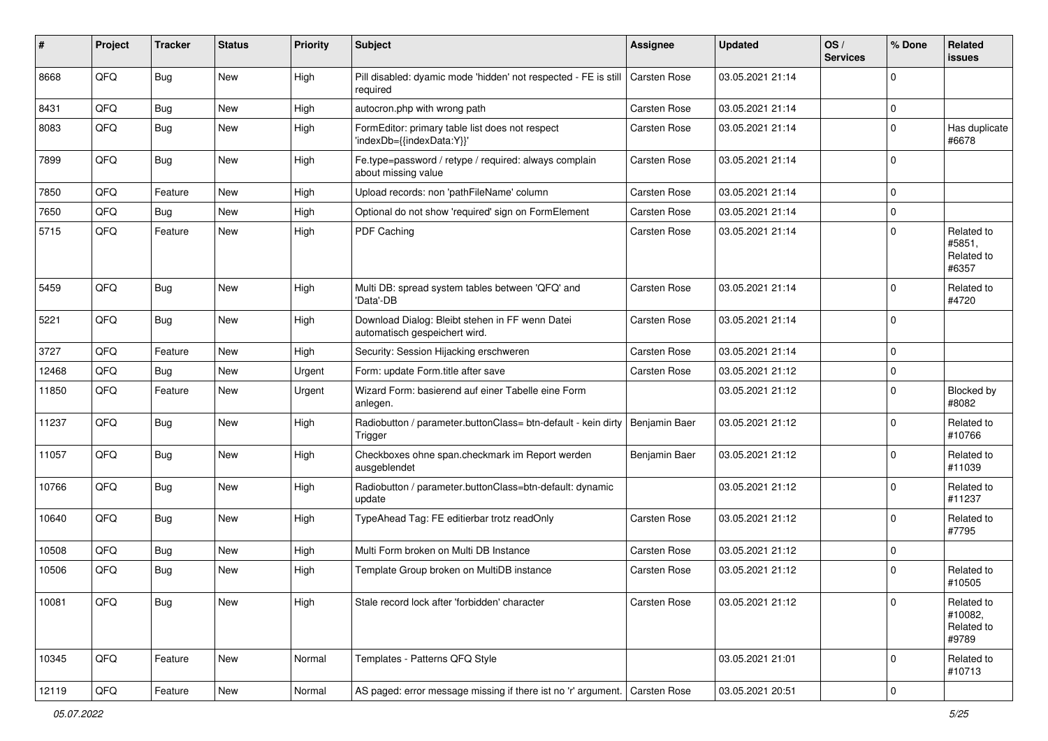| # | Project | Tracker | Status | Priority | Subject | Assignee | Updated | OS / Services | % Done | Related issues |
|---|---|---|---|---|---|---|---|---|---|---|
| 8668 | QFQ | Bug | New | High | Pill disabled: dyamic mode 'hidden' not respected - FE is still required | Carsten Rose | 03.05.2021 21:14 | | 0 | |
| 8431 | QFQ | Bug | New | High | autocron.php with wrong path | Carsten Rose | 03.05.2021 21:14 | | 0 | |
| 8083 | QFQ | Bug | New | High | FormEditor: primary table list does not respect 'indexDb={{indexData:Y}}' | Carsten Rose | 03.05.2021 21:14 | | 0 | Has duplicate #6678 |
| 7899 | QFQ | Bug | New | High | Fe.type=password / retype / required: always complain about missing value | Carsten Rose | 03.05.2021 21:14 | | 0 | |
| 7850 | QFQ | Feature | New | High | Upload records: non 'pathFileName' column | Carsten Rose | 03.05.2021 21:14 | | 0 | |
| 7650 | QFQ | Bug | New | High | Optional do not show 'required' sign on FormElement | Carsten Rose | 03.05.2021 21:14 | | 0 | |
| 5715 | QFQ | Feature | New | High | PDF Caching | Carsten Rose | 03.05.2021 21:14 | | 0 | Related to #5851, Related to #6357 |
| 5459 | QFQ | Bug | New | High | Multi DB: spread system tables between 'QFQ' and 'Data'-DB | Carsten Rose | 03.05.2021 21:14 | | 0 | Related to #4720 |
| 5221 | QFQ | Bug | New | High | Download Dialog: Bleibt stehen in FF wenn Datei automatisch gespeichert wird. | Carsten Rose | 03.05.2021 21:14 | | 0 | |
| 3727 | QFQ | Feature | New | High | Security: Session Hijacking erschweren | Carsten Rose | 03.05.2021 21:14 | | 0 | |
| 12468 | QFQ | Bug | New | Urgent | Form: update Form.title after save | Carsten Rose | 03.05.2021 21:12 | | 0 | |
| 11850 | QFQ | Feature | New | Urgent | Wizard Form: basierend auf einer Tabelle eine Form anlegen. | | 03.05.2021 21:12 | | 0 | Blocked by #8082 |
| 11237 | QFQ | Bug | New | High | Radiobutton / parameter.buttonClass= btn-default - kein dirty Trigger | Benjamin Baer | 03.05.2021 21:12 | | 0 | Related to #10766 |
| 11057 | QFQ | Bug | New | High | Checkboxes ohne span.checkmark im Report werden ausgeblendet | Benjamin Baer | 03.05.2021 21:12 | | 0 | Related to #11039 |
| 10766 | QFQ | Bug | New | High | Radiobutton / parameter.buttonClass=btn-default: dynamic update | | 03.05.2021 21:12 | | 0 | Related to #11237 |
| 10640 | QFQ | Bug | New | High | TypeAhead Tag: FE editierbar trotz readOnly | Carsten Rose | 03.05.2021 21:12 | | 0 | Related to #7795 |
| 10508 | QFQ | Bug | New | High | Multi Form broken on Multi DB Instance | Carsten Rose | 03.05.2021 21:12 | | 0 | |
| 10506 | QFQ | Bug | New | High | Template Group broken on MultiDB instance | Carsten Rose | 03.05.2021 21:12 | | 0 | Related to #10505 |
| 10081 | QFQ | Bug | New | High | Stale record lock after 'forbidden' character | Carsten Rose | 03.05.2021 21:12 | | 0 | Related to #10082, Related to #9789 |
| 10345 | QFQ | Feature | New | Normal | Templates - Patterns QFQ Style | | 03.05.2021 21:01 | | 0 | Related to #10713 |
| 12119 | QFQ | Feature | New | Normal | AS paged: error message missing if there ist no 'r' argument. | Carsten Rose | 03.05.2021 20:51 | | 0 | |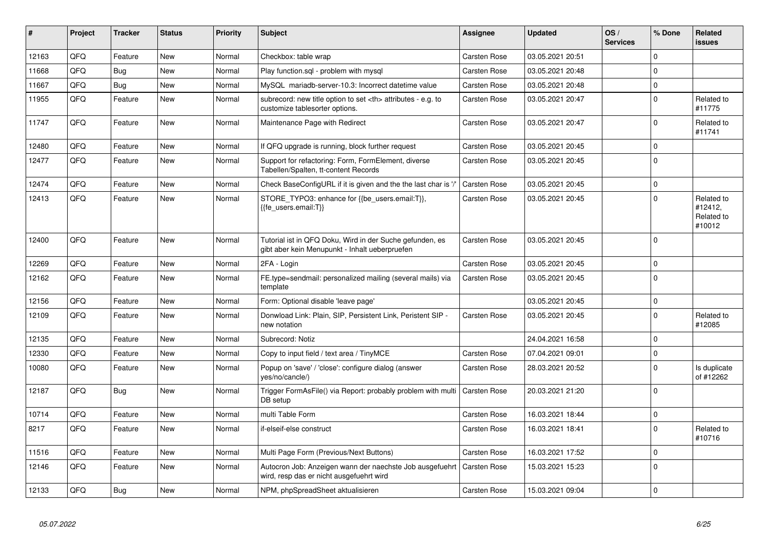| # | Project | Tracker | Status | Priority | Subject | Assignee | Updated | OS / Services | % Done | Related issues |
|---|---|---|---|---|---|---|---|---|---|---|
| 12163 | QFQ | Feature | New | Normal | Checkbox: table wrap | Carsten Rose | 03.05.2021 20:51 | | 0 | |
| 11668 | QFQ | Bug | New | Normal | Play function.sql - problem with mysql | Carsten Rose | 03.05.2021 20:48 | | 0 | |
| 11667 | QFQ | Bug | New | Normal | MySQL mariadb-server-10.3: Incorrect datetime value | Carsten Rose | 03.05.2021 20:48 | | 0 | |
| 11955 | QFQ | Feature | New | Normal | subrecord: new title option to set <th> attributes - e.g. to customize tablesorter options. | Carsten Rose | 03.05.2021 20:47 | | 0 | Related to #11775 |
| 11747 | QFQ | Feature | New | Normal | Maintenance Page with Redirect | Carsten Rose | 03.05.2021 20:47 | | 0 | Related to #11741 |
| 12480 | QFQ | Feature | New | Normal | If QFQ upgrade is running, block further request | Carsten Rose | 03.05.2021 20:45 | | 0 | |
| 12477 | QFQ | Feature | New | Normal | Support for refactoring: Form, FormElement, diverse Tabellen/Spalten, tt-content Records | Carsten Rose | 03.05.2021 20:45 | | 0 | |
| 12474 | QFQ | Feature | New | Normal | Check BaseConfigURL if it is given and the the last char is '/' | Carsten Rose | 03.05.2021 20:45 | | 0 | |
| 12413 | QFQ | Feature | New | Normal | STORE_TYPO3: enhance for {{be_users.email:T}}, {{fe_users.email:T}} | Carsten Rose | 03.05.2021 20:45 | | 0 | Related to #12412, Related to #10012 |
| 12400 | QFQ | Feature | New | Normal | Tutorial ist in QFQ Doku, Wird in der Suche gefunden, es gibt aber kein Menupunkt - Inhalt ueberpruefen | Carsten Rose | 03.05.2021 20:45 | | 0 | |
| 12269 | QFQ | Feature | New | Normal | 2FA - Login | Carsten Rose | 03.05.2021 20:45 | | 0 | |
| 12162 | QFQ | Feature | New | Normal | FE.type=sendmail: personalized mailing (several mails) via template | Carsten Rose | 03.05.2021 20:45 | | 0 | |
| 12156 | QFQ | Feature | New | Normal | Form: Optional disable 'leave page' | | 03.05.2021 20:45 | | 0 | |
| 12109 | QFQ | Feature | New | Normal | Donwload Link: Plain, SIP, Persistent Link, Peristent SIP - new notation | Carsten Rose | 03.05.2021 20:45 | | 0 | Related to #12085 |
| 12135 | QFQ | Feature | New | Normal | Subrecord: Notiz | | 24.04.2021 16:58 | | 0 | |
| 12330 | QFQ | Feature | New | Normal | Copy to input field / text area / TinyMCE | Carsten Rose | 07.04.2021 09:01 | | 0 | |
| 10080 | QFQ | Feature | New | Normal | Popup on 'save' / 'close': configure dialog (answer yes/no/cancle/) | Carsten Rose | 28.03.2021 20:52 | | 0 | Is duplicate of #12262 |
| 12187 | QFQ | Bug | New | Normal | Trigger FormAsFile() via Report: probably problem with multi DB setup | Carsten Rose | 20.03.2021 21:20 | | 0 | |
| 10714 | QFQ | Feature | New | Normal | multi Table Form | Carsten Rose | 16.03.2021 18:44 | | 0 | |
| 8217 | QFQ | Feature | New | Normal | if-elseif-else construct | Carsten Rose | 16.03.2021 18:41 | | 0 | Related to #10716 |
| 11516 | QFQ | Feature | New | Normal | Multi Page Form (Previous/Next Buttons) | Carsten Rose | 16.03.2021 17:52 | | 0 | |
| 12146 | QFQ | Feature | New | Normal | Autocron Job: Anzeigen wann der naechste Job ausgefuehrt wird, resp das er nicht ausgefuehrt wird | Carsten Rose | 15.03.2021 15:23 | | 0 | |
| 12133 | QFQ | Bug | New | Normal | NPM, phpSpreadSheet aktualisieren | Carsten Rose | 15.03.2021 09:04 | | 0 | |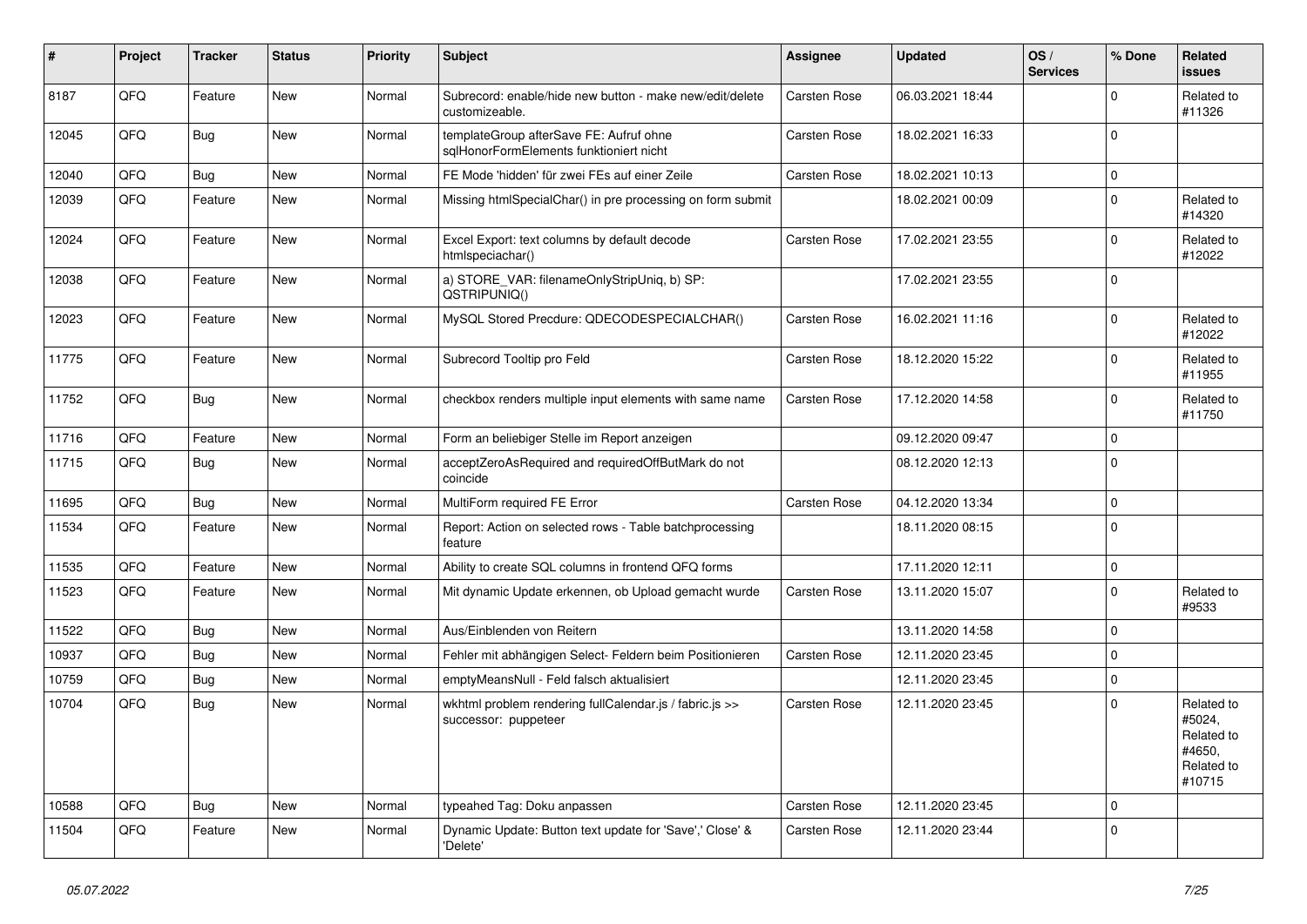| # | Project | Tracker | Status | Priority | Subject | Assignee | Updated | OS / Services | % Done | Related issues |
|---|---|---|---|---|---|---|---|---|---|---|
| 8187 | QFQ | Feature | New | Normal | Subrecord: enable/hide new button - make new/edit/delete customizeable. | Carsten Rose | 06.03.2021 18:44 | | 0 | Related to #11326 |
| 12045 | QFQ | Bug | New | Normal | templateGroup afterSave FE: Aufruf ohne sqlHonorFormElements funktioniert nicht | Carsten Rose | 18.02.2021 16:33 | | 0 | |
| 12040 | QFQ | Bug | New | Normal | FE Mode 'hidden' für zwei FEs auf einer Zeile | Carsten Rose | 18.02.2021 10:13 | | 0 | |
| 12039 | QFQ | Feature | New | Normal | Missing htmlSpecialChar() in pre processing on form submit | | 18.02.2021 00:09 | | 0 | Related to #14320 |
| 12024 | QFQ | Feature | New | Normal | Excel Export: text columns by default decode htmlspeciachar() | Carsten Rose | 17.02.2021 23:55 | | 0 | Related to #12022 |
| 12038 | QFQ | Feature | New | Normal | a) STORE_VAR: filenameOnlyStripUniq, b) SP: QSTRIPUNIQ() | | 17.02.2021 23:55 | | 0 | |
| 12023 | QFQ | Feature | New | Normal | MySQL Stored Precdure: QDECODESPECIALCHAR() | Carsten Rose | 16.02.2021 11:16 | | 0 | Related to #12022 |
| 11775 | QFQ | Feature | New | Normal | Subrecord Tooltip pro Feld | Carsten Rose | 18.12.2020 15:22 | | 0 | Related to #11955 |
| 11752 | QFQ | Bug | New | Normal | checkbox renders multiple input elements with same name | Carsten Rose | 17.12.2020 14:58 | | 0 | Related to #11750 |
| 11716 | QFQ | Feature | New | Normal | Form an beliebiger Stelle im Report anzeigen | | 09.12.2020 09:47 | | 0 | |
| 11715 | QFQ | Bug | New | Normal | acceptZeroAsRequired and requiredOffButMark do not coincide | | 08.12.2020 12:13 | | 0 | |
| 11695 | QFQ | Bug | New | Normal | MultiForm required FE Error | Carsten Rose | 04.12.2020 13:34 | | 0 | |
| 11534 | QFQ | Feature | New | Normal | Report: Action on selected rows - Table batchprocessing feature | | 18.11.2020 08:15 | | 0 | |
| 11535 | QFQ | Feature | New | Normal | Ability to create SQL columns in frontend QFQ forms | | 17.11.2020 12:11 | | 0 | |
| 11523 | QFQ | Feature | New | Normal | Mit dynamic Update erkennen, ob Upload gemacht wurde | Carsten Rose | 13.11.2020 15:07 | | 0 | Related to #9533 |
| 11522 | QFQ | Bug | New | Normal | Aus/Einblenden von Reitern | | 13.11.2020 14:58 | | 0 | |
| 10937 | QFQ | Bug | New | Normal | Fehler mit abhängigen Select- Feldern beim Positionieren | Carsten Rose | 12.11.2020 23:45 | | 0 | |
| 10759 | QFQ | Bug | New | Normal | emptyMeansNull - Feld falsch aktualisiert | | 12.11.2020 23:45 | | 0 | |
| 10704 | QFQ | Bug | New | Normal | wkhtml problem rendering fullCalendar.js / fabric.js >> successor: puppeteer | Carsten Rose | 12.11.2020 23:45 | | 0 | Related to #5024, Related to #4650, Related to #10715 |
| 10588 | QFQ | Bug | New | Normal | typeahed Tag: Doku anpassen | Carsten Rose | 12.11.2020 23:45 | | 0 | |
| 11504 | QFQ | Feature | New | Normal | Dynamic Update: Button text update for 'Save',' Close' & 'Delete' | Carsten Rose | 12.11.2020 23:44 | | 0 | |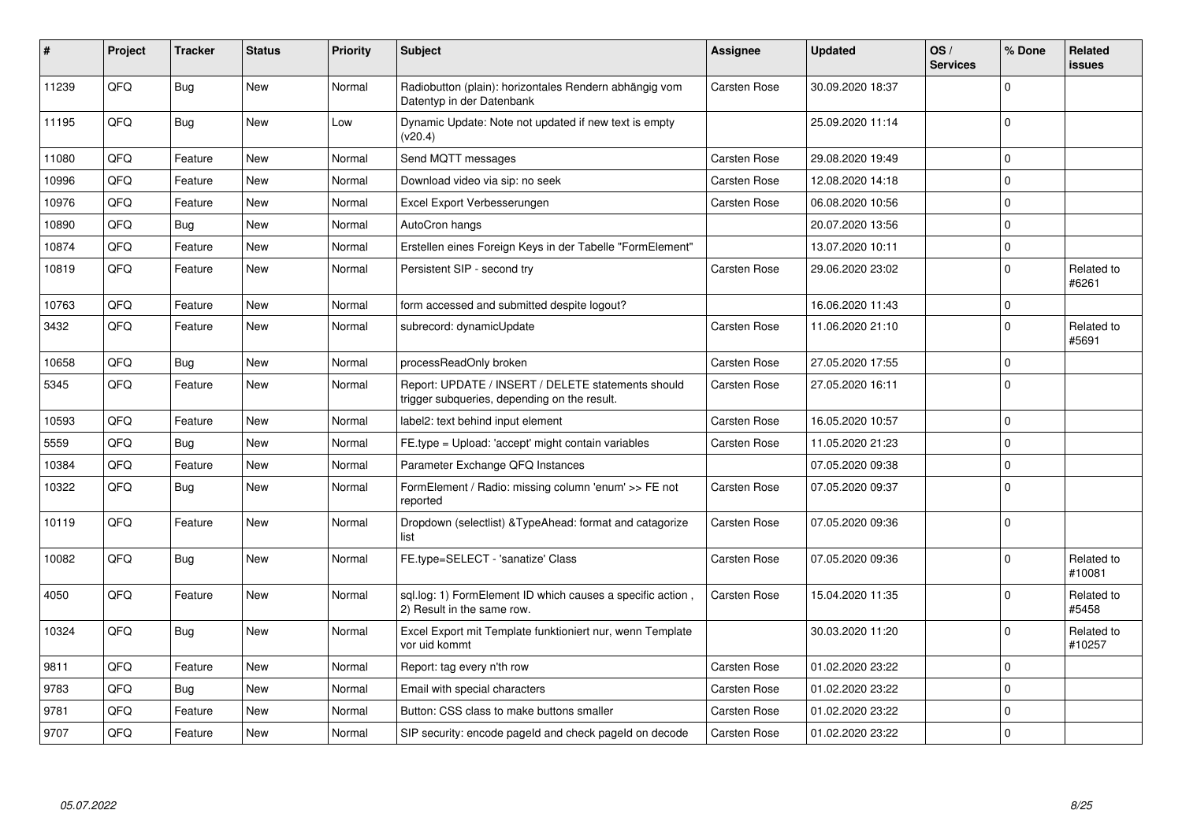| # | Project | Tracker | Status | Priority | Subject | Assignee | Updated | OS / Services | % Done | Related issues |
|---|---|---|---|---|---|---|---|---|---|---|
| 11239 | QFQ | Bug | New | Normal | Radiobutton (plain): horizontales Rendern abhängig vom Datentyp in der Datenbank | Carsten Rose | 30.09.2020 18:37 | | 0 | |
| 11195 | QFQ | Bug | New | Low | Dynamic Update: Note not updated if new text is empty (v20.4) | | 25.09.2020 11:14 | | 0 | |
| 11080 | QFQ | Feature | New | Normal | Send MQTT messages | Carsten Rose | 29.08.2020 19:49 | | 0 | |
| 10996 | QFQ | Feature | New | Normal | Download video via sip: no seek | Carsten Rose | 12.08.2020 14:18 | | 0 | |
| 10976 | QFQ | Feature | New | Normal | Excel Export Verbesserungen | Carsten Rose | 06.08.2020 10:56 | | 0 | |
| 10890 | QFQ | Bug | New | Normal | AutoCron hangs | | 20.07.2020 13:56 | | 0 | |
| 10874 | QFQ | Feature | New | Normal | Erstellen eines Foreign Keys in der Tabelle "FormElement" | | 13.07.2020 10:11 | | 0 | |
| 10819 | QFQ | Feature | New | Normal | Persistent SIP - second try | Carsten Rose | 29.06.2020 23:02 | | 0 | Related to #6261 |
| 10763 | QFQ | Feature | New | Normal | form accessed and submitted despite logout? | | 16.06.2020 11:43 | | 0 | |
| 3432 | QFQ | Feature | New | Normal | subrecord: dynamicUpdate | Carsten Rose | 11.06.2020 21:10 | | 0 | Related to #5691 |
| 10658 | QFQ | Bug | New | Normal | processReadOnly broken | Carsten Rose | 27.05.2020 17:55 | | 0 | |
| 5345 | QFQ | Feature | New | Normal | Report: UPDATE / INSERT / DELETE statements should trigger subqueries, depending on the result. | Carsten Rose | 27.05.2020 16:11 | | 0 | |
| 10593 | QFQ | Feature | New | Normal | label2: text behind input element | Carsten Rose | 16.05.2020 10:57 | | 0 | |
| 5559 | QFQ | Bug | New | Normal | FE.type = Upload: 'accept' might contain variables | Carsten Rose | 11.05.2020 21:23 | | 0 | |
| 10384 | QFQ | Feature | New | Normal | Parameter Exchange QFQ Instances | | 07.05.2020 09:38 | | 0 | |
| 10322 | QFQ | Bug | New | Normal | FormElement / Radio: missing column 'enum' >> FE not reported | Carsten Rose | 07.05.2020 09:37 | | 0 | |
| 10119 | QFQ | Feature | New | Normal | Dropdown (selectlist) &TypeAhead: format and catagorize list | Carsten Rose | 07.05.2020 09:36 | | 0 | |
| 10082 | QFQ | Bug | New | Normal | FE.type=SELECT - 'sanatize' Class | Carsten Rose | 07.05.2020 09:36 | | 0 | Related to #10081 |
| 4050 | QFQ | Feature | New | Normal | sql.log: 1) FormElement ID which causes a specific action , 2) Result in the same row. | Carsten Rose | 15.04.2020 11:35 | | 0 | Related to #5458 |
| 10324 | QFQ | Bug | New | Normal | Excel Export mit Template funktioniert nur, wenn Template vor uid kommt | | 30.03.2020 11:20 | | 0 | Related to #10257 |
| 9811 | QFQ | Feature | New | Normal | Report: tag every n'th row | Carsten Rose | 01.02.2020 23:22 | | 0 | |
| 9783 | QFQ | Bug | New | Normal | Email with special characters | Carsten Rose | 01.02.2020 23:22 | | 0 | |
| 9781 | QFQ | Feature | New | Normal | Button: CSS class to make buttons smaller | Carsten Rose | 01.02.2020 23:22 | | 0 | |
| 9707 | QFQ | Feature | New | Normal | SIP security: encode pageId and check pageId on decode | Carsten Rose | 01.02.2020 23:22 | | 0 | |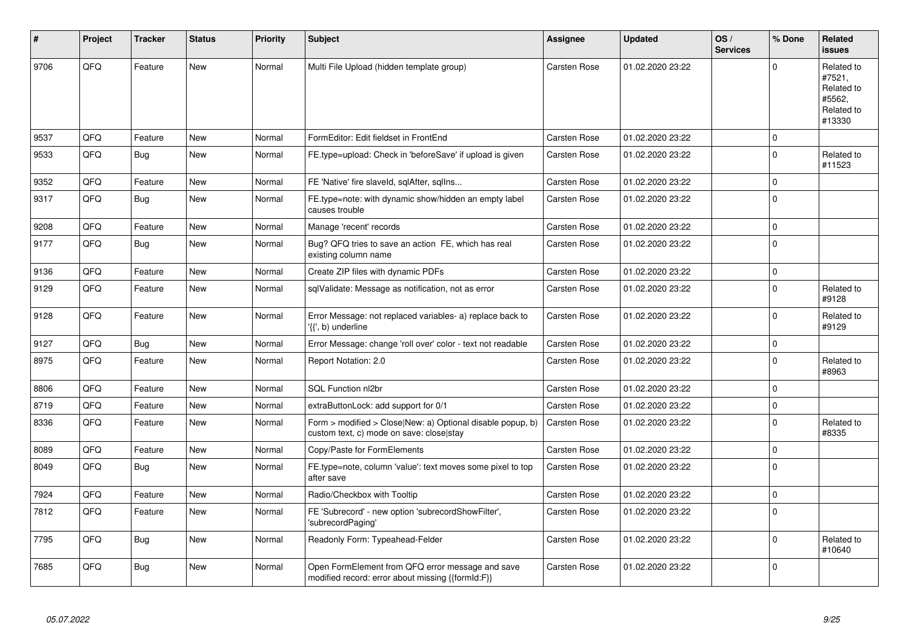| # | Project | Tracker | Status | Priority | Subject | Assignee | Updated | OS / Services | % Done | Related issues |
|---|---|---|---|---|---|---|---|---|---|---|
| 9706 | QFQ | Feature | New | Normal | Multi File Upload (hidden template group) | Carsten Rose | 01.02.2020 23:22 | | 0 | Related to #7521, Related to #5562, Related to #13330 |
| 9537 | QFQ | Feature | New | Normal | FormEditor: Edit fieldset in FrontEnd | Carsten Rose | 01.02.2020 23:22 | | 0 | |
| 9533 | QFQ | Bug | New | Normal | FE.type=upload: Check in 'beforeSave' if upload is given | Carsten Rose | 01.02.2020 23:22 | | 0 | Related to #11523 |
| 9352 | QFQ | Feature | New | Normal | FE 'Native' fire slaveId, sqlAfter, sqlIns... | Carsten Rose | 01.02.2020 23:22 | | 0 | |
| 9317 | QFQ | Bug | New | Normal | FE.type=note: with dynamic show/hidden an empty label causes trouble | Carsten Rose | 01.02.2020 23:22 | | 0 | |
| 9208 | QFQ | Feature | New | Normal | Manage 'recent' records | Carsten Rose | 01.02.2020 23:22 | | 0 | |
| 9177 | QFQ | Bug | New | Normal | Bug? QFQ tries to save an action FE, which has real existing column name | Carsten Rose | 01.02.2020 23:22 | | 0 | |
| 9136 | QFQ | Feature | New | Normal | Create ZIP files with dynamic PDFs | Carsten Rose | 01.02.2020 23:22 | | 0 | |
| 9129 | QFQ | Feature | New | Normal | sqlValidate: Message as notification, not as error | Carsten Rose | 01.02.2020 23:22 | | 0 | Related to #9128 |
| 9128 | QFQ | Feature | New | Normal | Error Message: not replaced variables- a) replace back to '{{', b) underline | Carsten Rose | 01.02.2020 23:22 | | 0 | Related to #9129 |
| 9127 | QFQ | Bug | New | Normal | Error Message: change 'roll over' color - text not readable | Carsten Rose | 01.02.2020 23:22 | | 0 | |
| 8975 | QFQ | Feature | New | Normal | Report Notation: 2.0 | Carsten Rose | 01.02.2020 23:22 | | 0 | Related to #8963 |
| 8806 | QFQ | Feature | New | Normal | SQL Function nl2br | Carsten Rose | 01.02.2020 23:22 | | 0 | |
| 8719 | QFQ | Feature | New | Normal | extraButtonLock: add support for 0/1 | Carsten Rose | 01.02.2020 23:22 | | 0 | |
| 8336 | QFQ | Feature | New | Normal | Form > modified > Close\|New: a) Optional disable popup, b) custom text, c) mode on save: close\|stay | Carsten Rose | 01.02.2020 23:22 | | 0 | Related to #8335 |
| 8089 | QFQ | Feature | New | Normal | Copy/Paste for FormElements | Carsten Rose | 01.02.2020 23:22 | | 0 | |
| 8049 | QFQ | Bug | New | Normal | FE.type=note, column 'value': text moves some pixel to top after save | Carsten Rose | 01.02.2020 23:22 | | 0 | |
| 7924 | QFQ | Feature | New | Normal | Radio/Checkbox with Tooltip | Carsten Rose | 01.02.2020 23:22 | | 0 | |
| 7812 | QFQ | Feature | New | Normal | FE 'Subrecord' - new option 'subrecordShowFilter', 'subrecordPaging' | Carsten Rose | 01.02.2020 23:22 | | 0 | |
| 7795 | QFQ | Bug | New | Normal | Readonly Form: Typeahead-Felder | Carsten Rose | 01.02.2020 23:22 | | 0 | Related to #10640 |
| 7685 | QFQ | Bug | New | Normal | Open FormElement from QFQ error message and save modified record: error about missing {{formId:F}} | Carsten Rose | 01.02.2020 23:22 | | 0 | |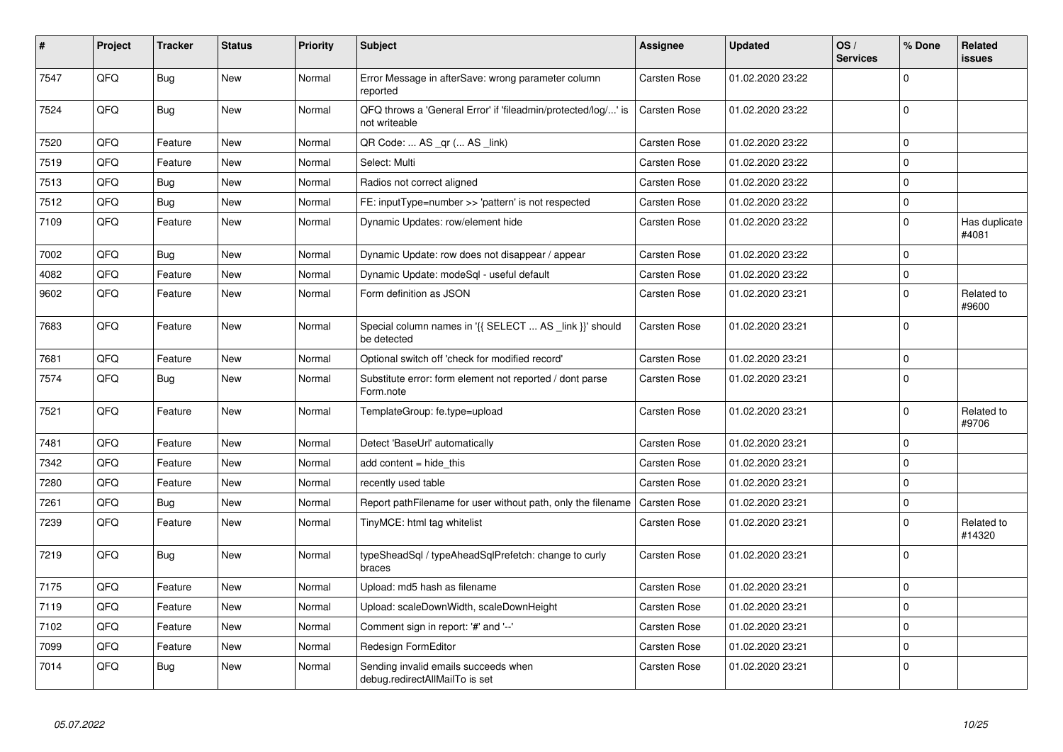| # | Project | Tracker | Status | Priority | Subject | Assignee | Updated | OS / Services | % Done | Related issues |
|---|---|---|---|---|---|---|---|---|---|---|
| 7547 | QFQ | Bug | New | Normal | Error Message in afterSave: wrong parameter column reported | Carsten Rose | 01.02.2020 23:22 | | 0 | |
| 7524 | QFQ | Bug | New | Normal | QFQ throws a 'General Error' if 'fileadmin/protected/log/...' is not writeable | Carsten Rose | 01.02.2020 23:22 | | 0 | |
| 7520 | QFQ | Feature | New | Normal | QR Code: ... AS _qr (... AS _link) | Carsten Rose | 01.02.2020 23:22 | | 0 | |
| 7519 | QFQ | Feature | New | Normal | Select: Multi | Carsten Rose | 01.02.2020 23:22 | | 0 | |
| 7513 | QFQ | Bug | New | Normal | Radios not correct aligned | Carsten Rose | 01.02.2020 23:22 | | 0 | |
| 7512 | QFQ | Bug | New | Normal | FE: inputType=number >> 'pattern' is not respected | Carsten Rose | 01.02.2020 23:22 | | 0 | |
| 7109 | QFQ | Feature | New | Normal | Dynamic Updates: row/element hide | Carsten Rose | 01.02.2020 23:22 | | 0 | Has duplicate #4081 |
| 7002 | QFQ | Bug | New | Normal | Dynamic Update: row does not disappear / appear | Carsten Rose | 01.02.2020 23:22 | | 0 | |
| 4082 | QFQ | Feature | New | Normal | Dynamic Update: modeSql - useful default | Carsten Rose | 01.02.2020 23:22 | | 0 | |
| 9602 | QFQ | Feature | New | Normal | Form definition as JSON | Carsten Rose | 01.02.2020 23:21 | | 0 | Related to #9600 |
| 7683 | QFQ | Feature | New | Normal | Special column names in '{{ SELECT ... AS _link }}' should be detected | Carsten Rose | 01.02.2020 23:21 | | 0 | |
| 7681 | QFQ | Feature | New | Normal | Optional switch off 'check for modified record' | Carsten Rose | 01.02.2020 23:21 | | 0 | |
| 7574 | QFQ | Bug | New | Normal | Substitute error: form element not reported / dont parse Form.note | Carsten Rose | 01.02.2020 23:21 | | 0 | |
| 7521 | QFQ | Feature | New | Normal | TemplateGroup: fe.type=upload | Carsten Rose | 01.02.2020 23:21 | | 0 | Related to #9706 |
| 7481 | QFQ | Feature | New | Normal | Detect 'BaseUrl' automatically | Carsten Rose | 01.02.2020 23:21 | | 0 | |
| 7342 | QFQ | Feature | New | Normal | add content = hide_this | Carsten Rose | 01.02.2020 23:21 | | 0 | |
| 7280 | QFQ | Feature | New | Normal | recently used table | Carsten Rose | 01.02.2020 23:21 | | 0 | |
| 7261 | QFQ | Bug | New | Normal | Report pathFilename for user without path, only the filename | Carsten Rose | 01.02.2020 23:21 | | 0 | |
| 7239 | QFQ | Feature | New | Normal | TinyMCE: html tag whitelist | Carsten Rose | 01.02.2020 23:21 | | 0 | Related to #14320 |
| 7219 | QFQ | Bug | New | Normal | typeSheadSql / typeAheadSqlPrefetch: change to curly braces | Carsten Rose | 01.02.2020 23:21 | | 0 | |
| 7175 | QFQ | Feature | New | Normal | Upload: md5 hash as filename | Carsten Rose | 01.02.2020 23:21 | | 0 | |
| 7119 | QFQ | Feature | New | Normal | Upload: scaleDownWidth, scaleDownHeight | Carsten Rose | 01.02.2020 23:21 | | 0 | |
| 7102 | QFQ | Feature | New | Normal | Comment sign in report: '#' and '--' | Carsten Rose | 01.02.2020 23:21 | | 0 | |
| 7099 | QFQ | Feature | New | Normal | Redesign FormEditor | Carsten Rose | 01.02.2020 23:21 | | 0 | |
| 7014 | QFQ | Bug | New | Normal | Sending invalid emails succeeds when debug.redirectAllMailTo is set | Carsten Rose | 01.02.2020 23:21 | | 0 | |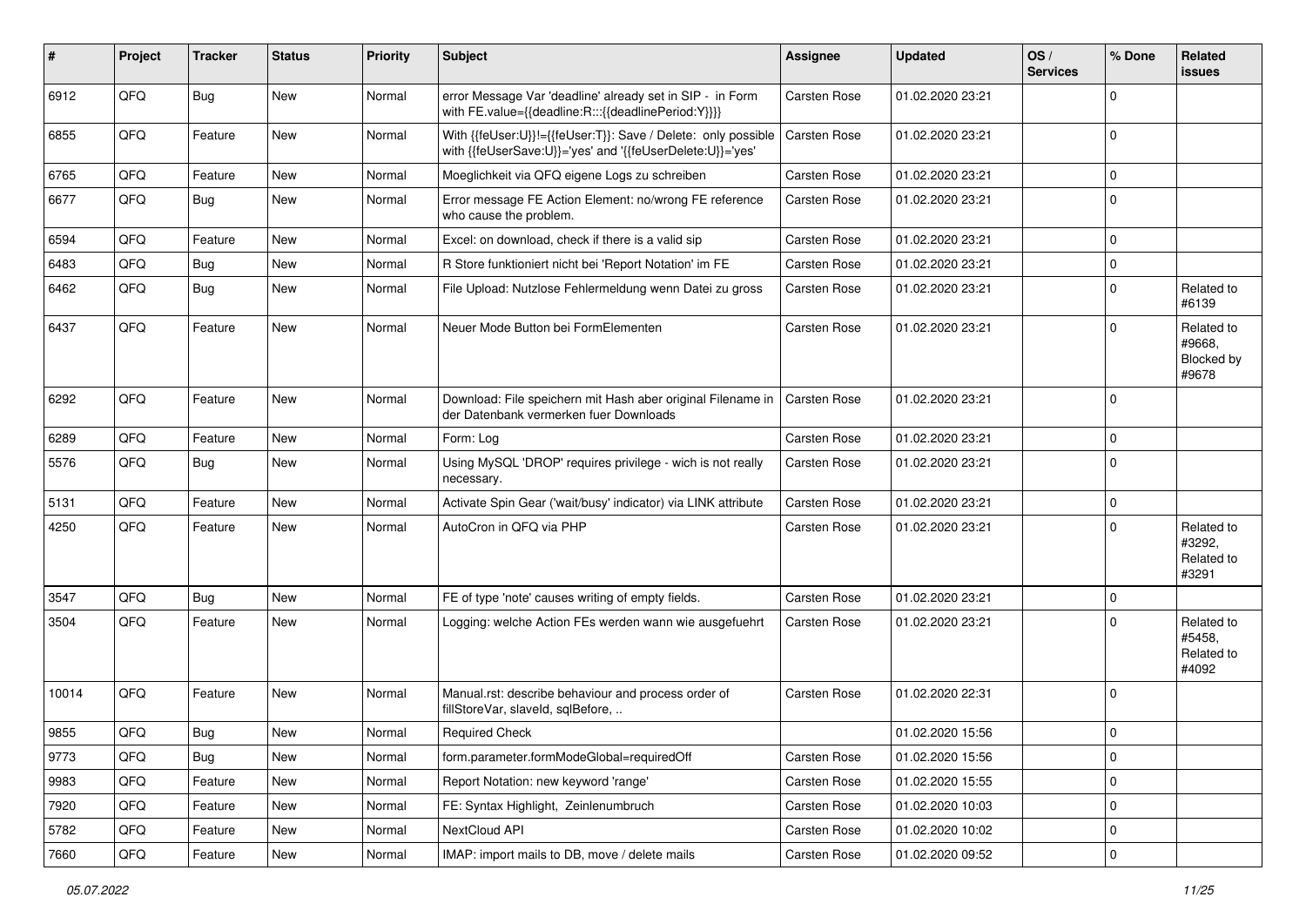| # | Project | Tracker | Status | Priority | Subject | Assignee | Updated | OS / Services | % Done | Related issues |
|---|---|---|---|---|---|---|---|---|---|---|
| 6912 | QFQ | Bug | New | Normal | error Message Var 'deadline' already set in SIP - in Form with FE.value={{deadline:R:::{{deadlinePeriod:Y}}}} | Carsten Rose | 01.02.2020 23:21 | | 0 | |
| 6855 | QFQ | Feature | New | Normal | With {{feUser:U}}!={{feUser:T}}: Save / Delete: only possible with {{feUserSave:U}}='yes' and '{{feUserDelete:U}}='yes' | Carsten Rose | 01.02.2020 23:21 | | 0 | |
| 6765 | QFQ | Feature | New | Normal | Moeglichkeit via QFQ eigene Logs zu schreiben | Carsten Rose | 01.02.2020 23:21 | | 0 | |
| 6677 | QFQ | Bug | New | Normal | Error message FE Action Element: no/wrong FE reference who cause the problem. | Carsten Rose | 01.02.2020 23:21 | | 0 | |
| 6594 | QFQ | Feature | New | Normal | Excel: on download, check if there is a valid sip | Carsten Rose | 01.02.2020 23:21 | | 0 | |
| 6483 | QFQ | Bug | New | Normal | R Store funktioniert nicht bei 'Report Notation' im FE | Carsten Rose | 01.02.2020 23:21 | | 0 | |
| 6462 | QFQ | Bug | New | Normal | File Upload: Nutzlose Fehlermeldung wenn Datei zu gross | Carsten Rose | 01.02.2020 23:21 | | 0 | Related to #6139 |
| 6437 | QFQ | Feature | New | Normal | Neuer Mode Button bei FormElementen | Carsten Rose | 01.02.2020 23:21 | | 0 | Related to #9668, Blocked by #9678 |
| 6292 | QFQ | Feature | New | Normal | Download: File speichern mit Hash aber original Filename in der Datenbank vermerken fuer Downloads | Carsten Rose | 01.02.2020 23:21 | | 0 | |
| 6289 | QFQ | Feature | New | Normal | Form: Log | Carsten Rose | 01.02.2020 23:21 | | 0 | |
| 5576 | QFQ | Bug | New | Normal | Using MySQL 'DROP' requires privilege - wich is not really necessary. | Carsten Rose | 01.02.2020 23:21 | | 0 | |
| 5131 | QFQ | Feature | New | Normal | Activate Spin Gear ('wait/busy' indicator) via LINK attribute | Carsten Rose | 01.02.2020 23:21 | | 0 | |
| 4250 | QFQ | Feature | New | Normal | AutoCron in QFQ via PHP | Carsten Rose | 01.02.2020 23:21 | | 0 | Related to #3292, Related to #3291 |
| 3547 | QFQ | Bug | New | Normal | FE of type 'note' causes writing of empty fields. | Carsten Rose | 01.02.2020 23:21 | | 0 | |
| 3504 | QFQ | Feature | New | Normal | Logging: welche Action FEs werden wann wie ausgefuehrt | Carsten Rose | 01.02.2020 23:21 | | 0 | Related to #5458, Related to #4092 |
| 10014 | QFQ | Feature | New | Normal | Manual.rst: describe behaviour and process order of fillStoreVar, slaveId, sqlBefore, .. | Carsten Rose | 01.02.2020 22:31 | | 0 | |
| 9855 | QFQ | Bug | New | Normal | Required Check | | 01.02.2020 15:56 | | 0 | |
| 9773 | QFQ | Bug | New | Normal | form.parameter.formModeGlobal=requiredOff | Carsten Rose | 01.02.2020 15:56 | | 0 | |
| 9983 | QFQ | Feature | New | Normal | Report Notation: new keyword 'range' | Carsten Rose | 01.02.2020 15:55 | | 0 | |
| 7920 | QFQ | Feature | New | Normal | FE: Syntax Highlight, Zeilenumbruch | Carsten Rose | 01.02.2020 10:03 | | 0 | |
| 5782 | QFQ | Feature | New | Normal | NextCloud API | Carsten Rose | 01.02.2020 10:02 | | 0 | |
| 7660 | QFQ | Feature | New | Normal | IMAP: import mails to DB, move / delete mails | Carsten Rose | 01.02.2020 09:52 | | 0 | |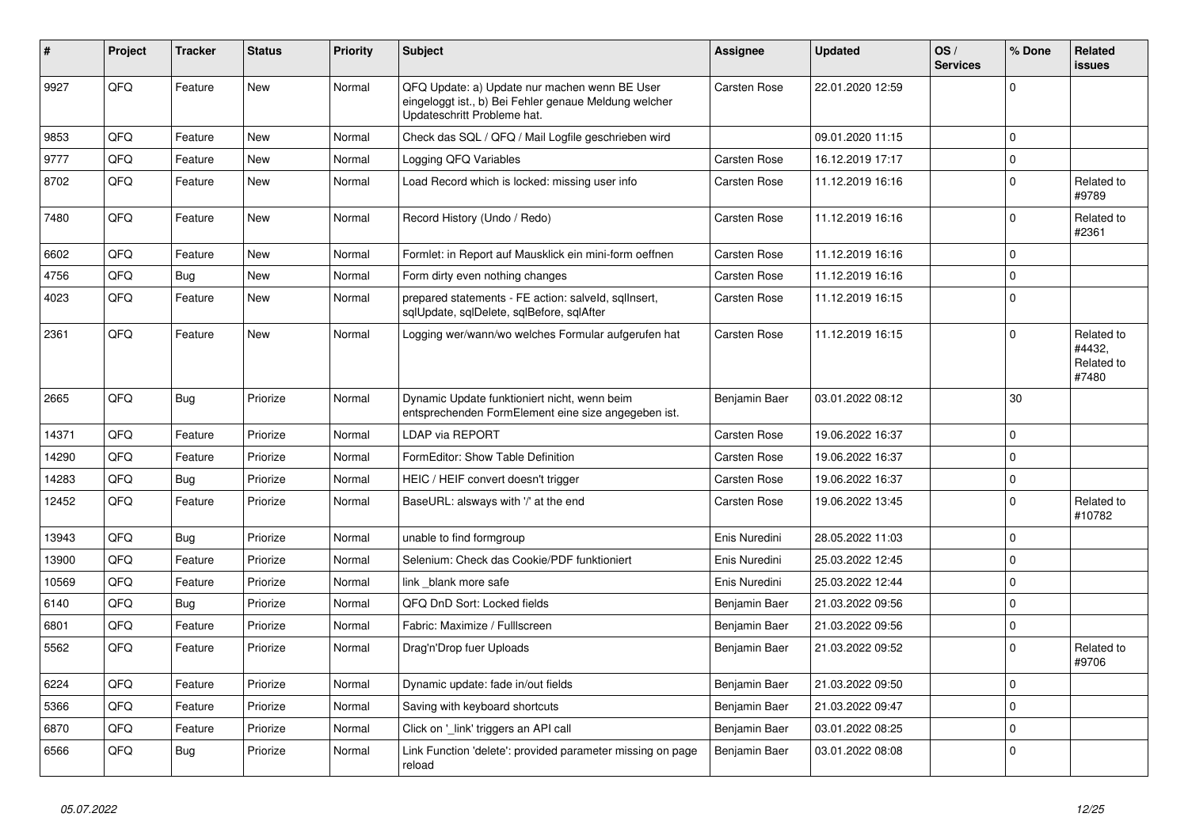| # | Project | Tracker | Status | Priority | Subject | Assignee | Updated | OS / Services | % Done | Related issues |
|---|---|---|---|---|---|---|---|---|---|---|
| 9927 | QFQ | Feature | New | Normal | QFQ Update: a) Update nur machen wenn BE User eingeloggt ist., b) Bei Fehler genaue Meldung welcher Updateschritt Probleme hat. | Carsten Rose | 22.01.2020 12:59 | | 0 | |
| 9853 | QFQ | Feature | New | Normal | Check das SQL / QFQ / Mail Logfile geschrieben wird | | 09.01.2020 11:15 | | 0 | |
| 9777 | QFQ | Feature | New | Normal | Logging QFQ Variables | Carsten Rose | 16.12.2019 17:17 | | 0 | |
| 8702 | QFQ | Feature | New | Normal | Load Record which is locked: missing user info | Carsten Rose | 11.12.2019 16:16 | | 0 | Related to #9789 |
| 7480 | QFQ | Feature | New | Normal | Record History (Undo / Redo) | Carsten Rose | 11.12.2019 16:16 | | 0 | Related to #2361 |
| 6602 | QFQ | Feature | New | Normal | Formlet: in Report auf Mausklick ein mini-form oeffnen | Carsten Rose | 11.12.2019 16:16 | | 0 | |
| 4756 | QFQ | Bug | New | Normal | Form dirty even nothing changes | Carsten Rose | 11.12.2019 16:16 | | 0 | |
| 4023 | QFQ | Feature | New | Normal | prepared statements - FE action: salveld, sqlInsert, sqlUpdate, sqlDelete, sqlBefore, sqlAfter | Carsten Rose | 11.12.2019 16:15 | | 0 | |
| 2361 | QFQ | Feature | New | Normal | Logging wer/wann/wo welches Formular aufgerufen hat | Carsten Rose | 11.12.2019 16:15 | | 0 | Related to #4432, Related to #7480 |
| 2665 | QFQ | Bug | Priorize | Normal | Dynamic Update funktioniert nicht, wenn beim entsprechenden FormElement eine size angegeben ist. | Benjamin Baer | 03.01.2022 08:12 | | 30 | |
| 14371 | QFQ | Feature | Priorize | Normal | LDAP via REPORT | Carsten Rose | 19.06.2022 16:37 | | 0 | |
| 14290 | QFQ | Feature | Priorize | Normal | FormEditor: Show Table Definition | Carsten Rose | 19.06.2022 16:37 | | 0 | |
| 14283 | QFQ | Bug | Priorize | Normal | HEIC / HEIF convert doesn't trigger | Carsten Rose | 19.06.2022 16:37 | | 0 | |
| 12452 | QFQ | Feature | Priorize | Normal | BaseURL: alsways with '/' at the end | Carsten Rose | 19.06.2022 13:45 | | 0 | Related to #10782 |
| 13943 | QFQ | Bug | Priorize | Normal | unable to find formgroup | Enis Nuredini | 28.05.2022 11:03 | | 0 | |
| 13900 | QFQ | Feature | Priorize | Normal | Selenium: Check das Cookie/PDF funktioniert | Enis Nuredini | 25.03.2022 12:45 | | 0 | |
| 10569 | QFQ | Feature | Priorize | Normal | link _blank more safe | Enis Nuredini | 25.03.2022 12:44 | | 0 | |
| 6140 | QFQ | Bug | Priorize | Normal | QFQ DnD Sort: Locked fields | Benjamin Baer | 21.03.2022 09:56 | | 0 | |
| 6801 | QFQ | Feature | Priorize | Normal | Fabric: Maximize / FullIscreen | Benjamin Baer | 21.03.2022 09:56 | | 0 | |
| 5562 | QFQ | Feature | Priorize | Normal | Drag'n'Drop fuer Uploads | Benjamin Baer | 21.03.2022 09:52 | | 0 | Related to #9706 |
| 6224 | QFQ | Feature | Priorize | Normal | Dynamic update: fade in/out fields | Benjamin Baer | 21.03.2022 09:50 | | 0 | |
| 5366 | QFQ | Feature | Priorize | Normal | Saving with keyboard shortcuts | Benjamin Baer | 21.03.2022 09:47 | | 0 | |
| 6870 | QFQ | Feature | Priorize | Normal | Click on '_link' triggers an API call | Benjamin Baer | 03.01.2022 08:25 | | 0 | |
| 6566 | QFQ | Bug | Priorize | Normal | Link Function 'delete': provided parameter missing on page reload | Benjamin Baer | 03.01.2022 08:08 | | 0 | |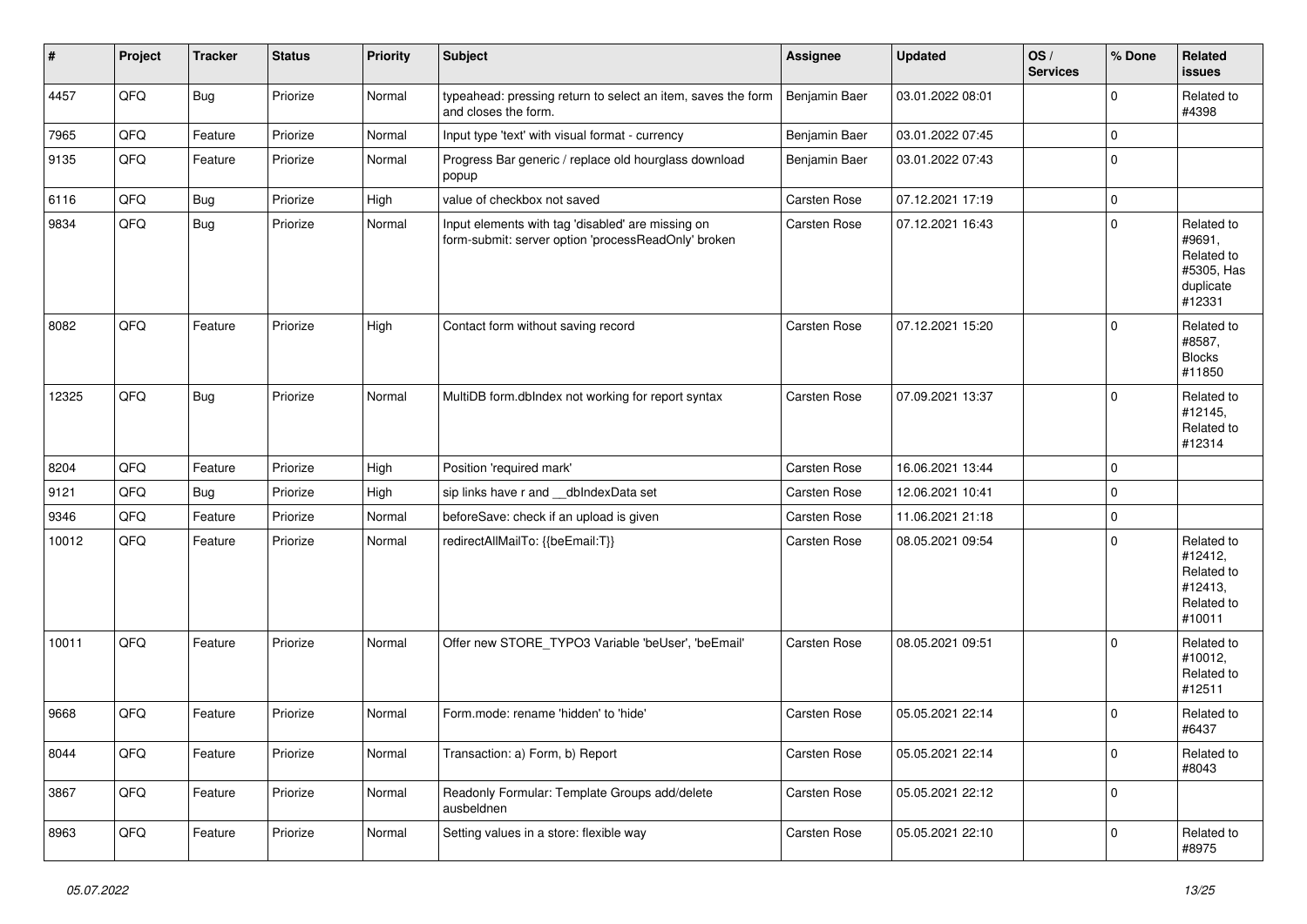| # | Project | Tracker | Status | Priority | Subject | Assignee | Updated | OS / Services | % Done | Related issues |
|---|---|---|---|---|---|---|---|---|---|---|
| 4457 | QFQ | Bug | Priorize | Normal | typeahead: pressing return to select an item, saves the form and closes the form. | Benjamin Baer | 03.01.2022 08:01 | | 0 | Related to #4398 |
| 7965 | QFQ | Feature | Priorize | Normal | Input type 'text' with visual format - currency | Benjamin Baer | 03.01.2022 07:45 | | 0 | |
| 9135 | QFQ | Feature | Priorize | Normal | Progress Bar generic / replace old hourglass download popup | Benjamin Baer | 03.01.2022 07:43 | | 0 | |
| 6116 | QFQ | Bug | Priorize | High | value of checkbox not saved | Carsten Rose | 07.12.2021 17:19 | | 0 | |
| 9834 | QFQ | Bug | Priorize | Normal | Input elements with tag 'disabled' are missing on form-submit: server option 'processReadOnly' broken | Carsten Rose | 07.12.2021 16:43 | | 0 | Related to #9691, Related to #5305, Has duplicate #12331 |
| 8082 | QFQ | Feature | Priorize | High | Contact form without saving record | Carsten Rose | 07.12.2021 15:20 | | 0 | Related to #8587, Blocks #11850 |
| 12325 | QFQ | Bug | Priorize | Normal | MultiDB form.dbIndex not working for report syntax | Carsten Rose | 07.09.2021 13:37 | | 0 | Related to #12145, Related to #12314 |
| 8204 | QFQ | Feature | Priorize | High | Position 'required mark' | Carsten Rose | 16.06.2021 13:44 | | 0 | |
| 9121 | QFQ | Bug | Priorize | High | sip links have r and __dbIndexData set | Carsten Rose | 12.06.2021 10:41 | | 0 | |
| 9346 | QFQ | Feature | Priorize | Normal | beforeSave: check if an upload is given | Carsten Rose | 11.06.2021 21:18 | | 0 | |
| 10012 | QFQ | Feature | Priorize | Normal | redirectAllMailTo: {{beEmail:T}} | Carsten Rose | 08.05.2021 09:54 | | 0 | Related to #12412, Related to #12413, Related to #10011 |
| 10011 | QFQ | Feature | Priorize | Normal | Offer new STORE_TYPO3 Variable 'beUser', 'beEmail' | Carsten Rose | 08.05.2021 09:51 | | 0 | Related to #10012, Related to #12511 |
| 9668 | QFQ | Feature | Priorize | Normal | Form.mode: rename 'hidden' to 'hide' | Carsten Rose | 05.05.2021 22:14 | | 0 | Related to #6437 |
| 8044 | QFQ | Feature | Priorize | Normal | Transaction: a) Form, b) Report | Carsten Rose | 05.05.2021 22:14 | | 0 | Related to #8043 |
| 3867 | QFQ | Feature | Priorize | Normal | Readonly Formular: Template Groups add/delete ausbeldnen | Carsten Rose | 05.05.2021 22:12 | | 0 | |
| 8963 | QFQ | Feature | Priorize | Normal | Setting values in a store: flexible way | Carsten Rose | 05.05.2021 22:10 | | 0 | Related to #8975 |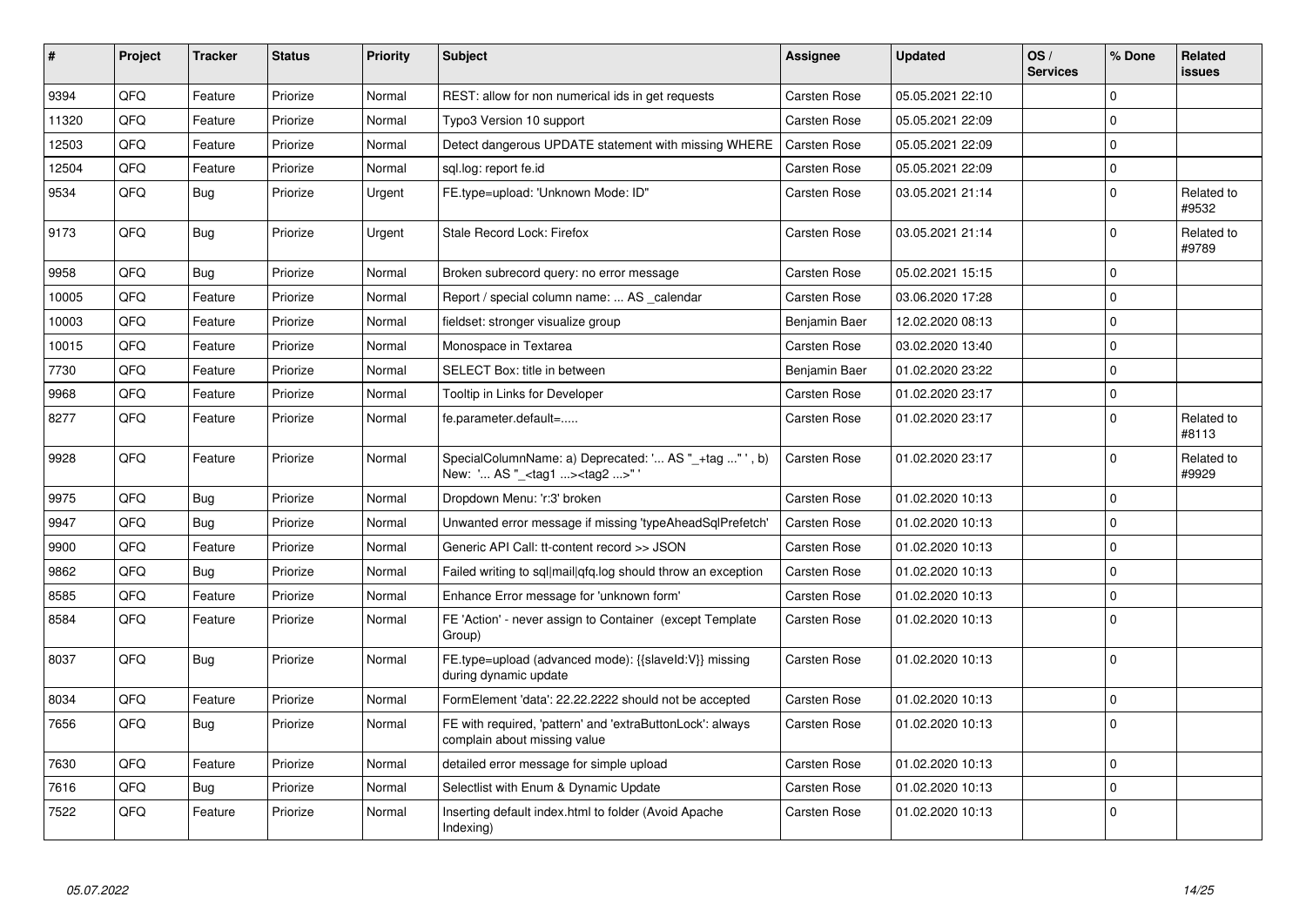| # | Project | Tracker | Status | Priority | Subject | Assignee | Updated | OS / Services | % Done | Related issues |
|---|---|---|---|---|---|---|---|---|---|---|
| 9394 | QFQ | Feature | Priorize | Normal | REST: allow for non numerical ids in get requests | Carsten Rose | 05.05.2021 22:10 | | 0 | |
| 11320 | QFQ | Feature | Priorize | Normal | Typo3 Version 10 support | Carsten Rose | 05.05.2021 22:09 | | 0 | |
| 12503 | QFQ | Feature | Priorize | Normal | Detect dangerous UPDATE statement with missing WHERE | Carsten Rose | 05.05.2021 22:09 | | 0 | |
| 12504 | QFQ | Feature | Priorize | Normal | sql.log: report fe.id | Carsten Rose | 05.05.2021 22:09 | | 0 | |
| 9534 | QFQ | Bug | Priorize | Urgent | FE.type=upload: 'Unknown Mode: ID" | Carsten Rose | 03.05.2021 21:14 | | 0 | Related to #9532 |
| 9173 | QFQ | Bug | Priorize | Urgent | Stale Record Lock: Firefox | Carsten Rose | 03.05.2021 21:14 | | 0 | Related to #9789 |
| 9958 | QFQ | Bug | Priorize | Normal | Broken subrecord query: no error message | Carsten Rose | 05.02.2021 15:15 | | 0 | |
| 10005 | QFQ | Feature | Priorize | Normal | Report / special column name: ... AS _calendar | Carsten Rose | 03.06.2020 17:28 | | 0 | |
| 10003 | QFQ | Feature | Priorize | Normal | fieldset: stronger visualize group | Benjamin Baer | 12.02.2020 08:13 | | 0 | |
| 10015 | QFQ | Feature | Priorize | Normal | Monospace in Textarea | Carsten Rose | 03.02.2020 13:40 | | 0 | |
| 7730 | QFQ | Feature | Priorize | Normal | SELECT Box: title in between | Benjamin Baer | 01.02.2020 23:22 | | 0 | |
| 9968 | QFQ | Feature | Priorize | Normal | Tooltip in Links for Developer | Carsten Rose | 01.02.2020 23:17 | | 0 | |
| 8277 | QFQ | Feature | Priorize | Normal | fe.parameter.default=..... | Carsten Rose | 01.02.2020 23:17 | | 0 | Related to #8113 |
| 9928 | QFQ | Feature | Priorize | Normal | SpecialColumnName: a) Deprecated: '... AS "_+tag ..." ', b) New: '... AS "_<tag1 ...><tag2 ...>" ' | Carsten Rose | 01.02.2020 23:17 | | 0 | Related to #9929 |
| 9975 | QFQ | Bug | Priorize | Normal | Dropdown Menu: 'r:3' broken | Carsten Rose | 01.02.2020 10:13 | | 0 | |
| 9947 | QFQ | Bug | Priorize | Normal | Unwanted error message if missing 'typeAheadSqlPrefetch' | Carsten Rose | 01.02.2020 10:13 | | 0 | |
| 9900 | QFQ | Feature | Priorize | Normal | Generic API Call: tt-content record >> JSON | Carsten Rose | 01.02.2020 10:13 | | 0 | |
| 9862 | QFQ | Bug | Priorize | Normal | Failed writing to sql\|mail\|qfq.log should throw an exception | Carsten Rose | 01.02.2020 10:13 | | 0 | |
| 8585 | QFQ | Feature | Priorize | Normal | Enhance Error message for 'unknown form' | Carsten Rose | 01.02.2020 10:13 | | 0 | |
| 8584 | QFQ | Feature | Priorize | Normal | FE 'Action' - never assign to Container (except Template Group) | Carsten Rose | 01.02.2020 10:13 | | 0 | |
| 8037 | QFQ | Bug | Priorize | Normal | FE.type=upload (advanced mode): {{slaveId:V}} missing during dynamic update | Carsten Rose | 01.02.2020 10:13 | | 0 | |
| 8034 | QFQ | Feature | Priorize | Normal | FormElement 'data': 22.22.2222 should not be accepted | Carsten Rose | 01.02.2020 10:13 | | 0 | |
| 7656 | QFQ | Bug | Priorize | Normal | FE with required, 'pattern' and 'extraButtonLock': always complain about missing value | Carsten Rose | 01.02.2020 10:13 | | 0 | |
| 7630 | QFQ | Feature | Priorize | Normal | detailed error message for simple upload | Carsten Rose | 01.02.2020 10:13 | | 0 | |
| 7616 | QFQ | Bug | Priorize | Normal | Selectlist with Enum & Dynamic Update | Carsten Rose | 01.02.2020 10:13 | | 0 | |
| 7522 | QFQ | Feature | Priorize | Normal | Inserting default index.html to folder (Avoid Apache Indexing) | Carsten Rose | 01.02.2020 10:13 | | 0 | |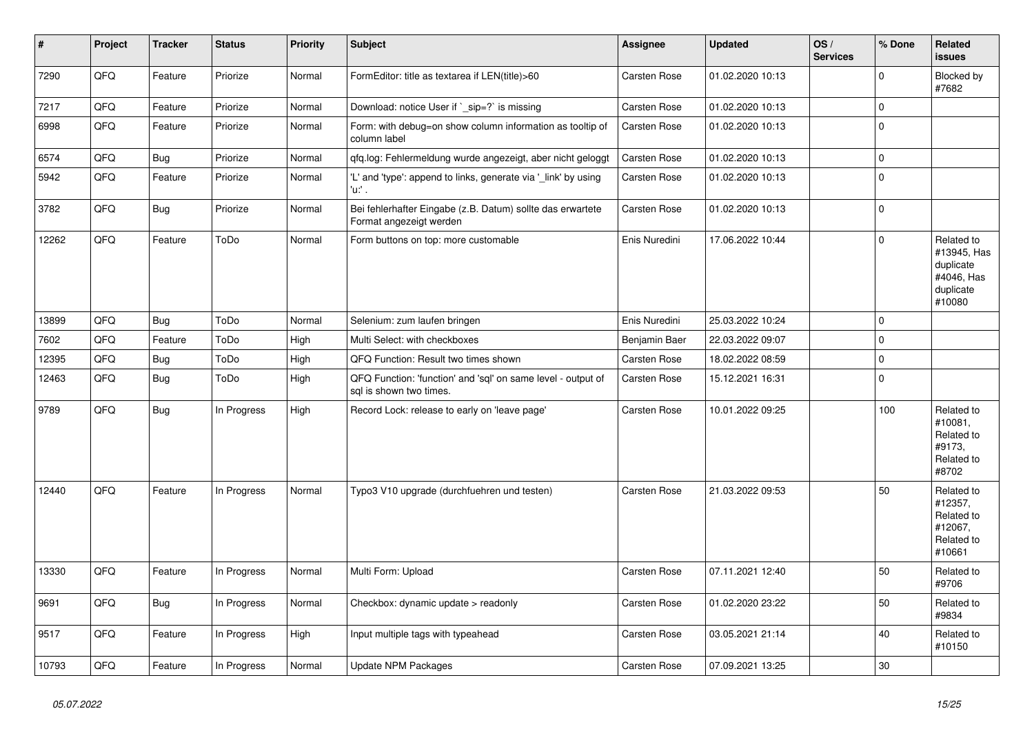| # | Project | Tracker | Status | Priority | Subject | Assignee | Updated | OS / Services | % Done | Related issues |
|---|---|---|---|---|---|---|---|---|---|---|
| 7290 | QFQ | Feature | Priorize | Normal | FormEditor: title as textarea if LEN(title)>60 | Carsten Rose | 01.02.2020 10:13 | | 0 | Blocked by #7682 |
| 7217 | QFQ | Feature | Priorize | Normal | Download: notice User if `_sip=?` is missing | Carsten Rose | 01.02.2020 10:13 | | 0 | |
| 6998 | QFQ | Feature | Priorize | Normal | Form: with debug=on show column information as tooltip of column label | Carsten Rose | 01.02.2020 10:13 | | 0 | |
| 6574 | QFQ | Bug | Priorize | Normal | qfq.log: Fehlermeldung wurde angezeigt, aber nicht geloggt | Carsten Rose | 01.02.2020 10:13 | | 0 | |
| 5942 | QFQ | Feature | Priorize | Normal | 'L' and 'type': append to links, generate via '_link' by using 'u:' . | Carsten Rose | 01.02.2020 10:13 | | 0 | |
| 3782 | QFQ | Bug | Priorize | Normal | Bei fehlerhafter Eingabe (z.B. Datum) sollte das erwartete Format angezeigt werden | Carsten Rose | 01.02.2020 10:13 | | 0 | |
| 12262 | QFQ | Feature | ToDo | Normal | Form buttons on top: more customable | Enis Nuredini | 17.06.2022 10:44 | | 0 | Related to #13945, Has duplicate #4046, Has duplicate #10080 |
| 13899 | QFQ | Bug | ToDo | Normal | Selenium: zum laufen bringen | Enis Nuredini | 25.03.2022 10:24 | | 0 | |
| 7602 | QFQ | Feature | ToDo | High | Multi Select: with checkboxes | Benjamin Baer | 22.03.2022 09:07 | | 0 | |
| 12395 | QFQ | Bug | ToDo | High | QFQ Function: Result two times shown | Carsten Rose | 18.02.2022 08:59 | | 0 | |
| 12463 | QFQ | Bug | ToDo | High | QFQ Function: 'function' and 'sql' on same level - output of sql is shown two times. | Carsten Rose | 15.12.2021 16:31 | | 0 | |
| 9789 | QFQ | Bug | In Progress | High | Record Lock: release to early on 'leave page' | Carsten Rose | 10.01.2022 09:25 | | 100 | Related to #10081, Related to #9173, Related to #8702 |
| 12440 | QFQ | Feature | In Progress | Normal | Typo3 V10 upgrade (durchfuehren und testen) | Carsten Rose | 21.03.2022 09:53 | | 50 | Related to #12357, Related to #12067, Related to #10661 |
| 13330 | QFQ | Feature | In Progress | Normal | Multi Form: Upload | Carsten Rose | 07.11.2021 12:40 | | 50 | Related to #9706 |
| 9691 | QFQ | Bug | In Progress | Normal | Checkbox: dynamic update > readonly | Carsten Rose | 01.02.2020 23:22 | | 50 | Related to #9834 |
| 9517 | QFQ | Feature | In Progress | High | Input multiple tags with typeahead | Carsten Rose | 03.05.2021 21:14 | | 40 | Related to #10150 |
| 10793 | QFQ | Feature | In Progress | Normal | Update NPM Packages | Carsten Rose | 07.09.2021 13:25 | | 30 | |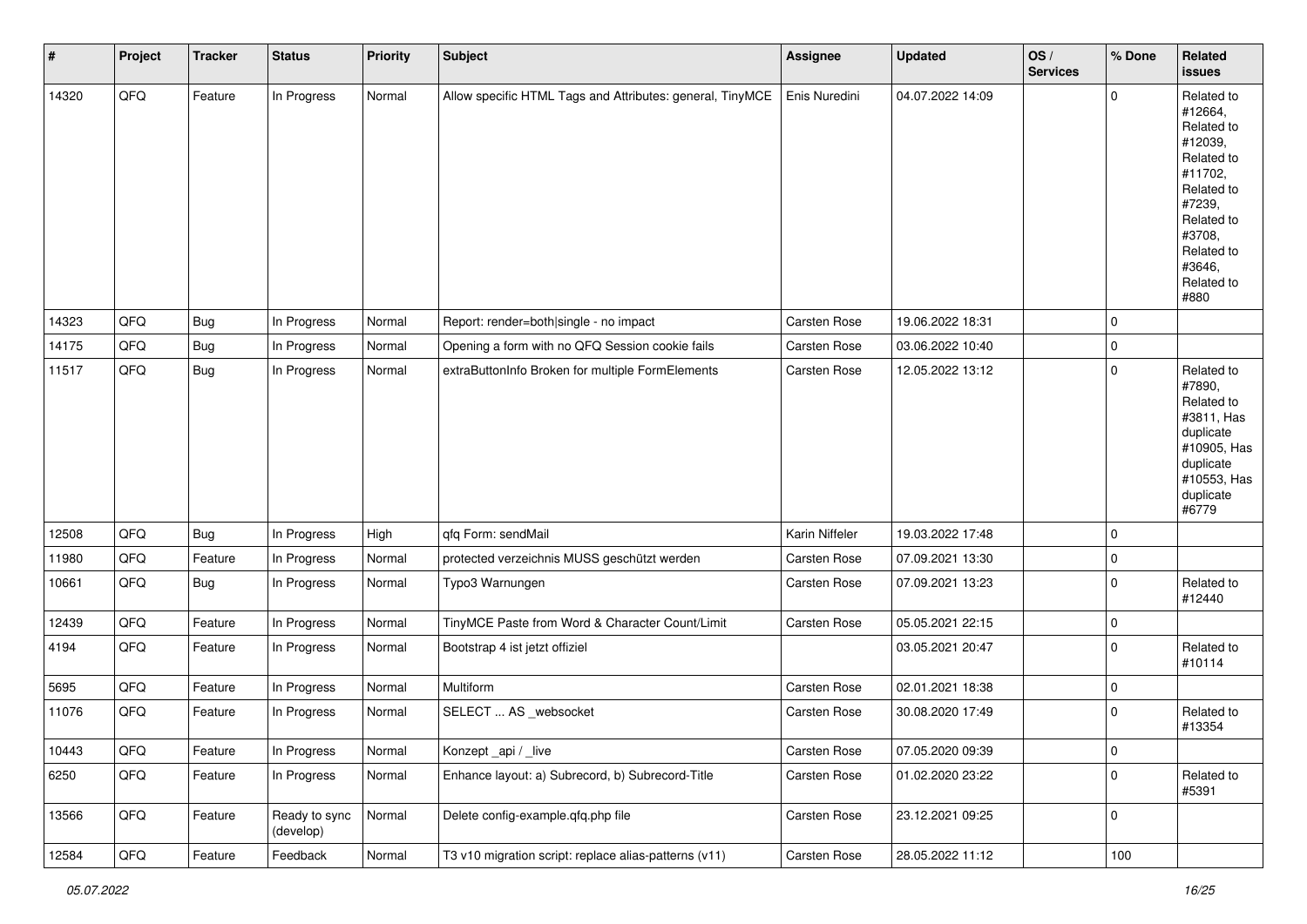| # | Project | Tracker | Status | Priority | Subject | Assignee | Updated | OS / Services | % Done | Related issues |
|---|---|---|---|---|---|---|---|---|---|---|
| 14320 | QFQ | Feature | In Progress | Normal | Allow specific HTML Tags and Attributes: general, TinyMCE | Enis Nuredini | 04.07.2022 14:09 | | 0 | Related to #12664, Related to #12039, Related to #11702, Related to #7239, Related to #3708, Related to #3646, Related to #880 |
| 14323 | QFQ | Bug | In Progress | Normal | Report: render=both\|single - no impact | Carsten Rose | 19.06.2022 18:31 | | 0 | |
| 14175 | QFQ | Bug | In Progress | Normal | Opening a form with no QFQ Session cookie fails | Carsten Rose | 03.06.2022 10:40 | | 0 | |
| 11517 | QFQ | Bug | In Progress | Normal | extraButtonInfo Broken for multiple FormElements | Carsten Rose | 12.05.2022 13:12 | | 0 | Related to #7890, Related to #3811, Has duplicate #10905, Has duplicate #10553, Has duplicate #6779 |
| 12508 | QFQ | Bug | In Progress | High | qfq Form: sendMail | Karin Niffeler | 19.03.2022 17:48 | | 0 | |
| 11980 | QFQ | Feature | In Progress | Normal | protected verzeichnis MUSS geschützt werden | Carsten Rose | 07.09.2021 13:30 | | 0 | |
| 10661 | QFQ | Bug | In Progress | Normal | Typo3 Warnungen | Carsten Rose | 07.09.2021 13:23 | | 0 | Related to #12440 |
| 12439 | QFQ | Feature | In Progress | Normal | TinyMCE Paste from Word & Character Count/Limit | Carsten Rose | 05.05.2021 22:15 | | 0 | |
| 4194 | QFQ | Feature | In Progress | Normal | Bootstrap 4 ist jetzt offiziel | | 03.05.2021 20:47 | | 0 | Related to #10114 |
| 5695 | QFQ | Feature | In Progress | Normal | Multiform | Carsten Rose | 02.01.2021 18:38 | | 0 | |
| 11076 | QFQ | Feature | In Progress | Normal | SELECT ... AS _websocket | Carsten Rose | 30.08.2020 17:49 | | 0 | Related to #13354 |
| 10443 | QFQ | Feature | In Progress | Normal | Konzept _api / _live | Carsten Rose | 07.05.2020 09:39 | | 0 | |
| 6250 | QFQ | Feature | In Progress | Normal | Enhance layout: a) Subrecord, b) Subrecord-Title | Carsten Rose | 01.02.2020 23:22 | | 0 | Related to #5391 |
| 13566 | QFQ | Feature | Ready to sync (develop) | Normal | Delete config-example.qfq.php file | Carsten Rose | 23.12.2021 09:25 | | 0 | |
| 12584 | QFQ | Feature | Feedback | Normal | T3 v10 migration script: replace alias-patterns (v11) | Carsten Rose | 28.05.2022 11:12 | | 100 | |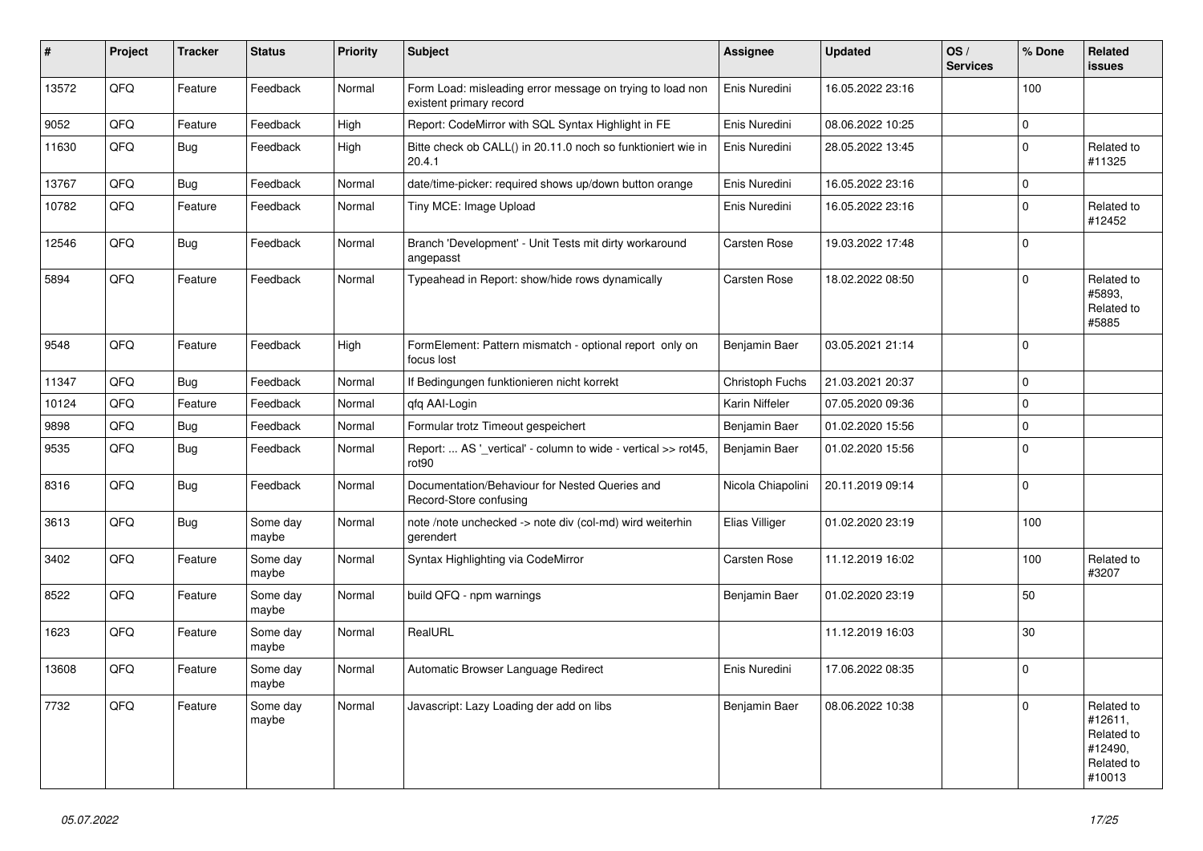| # | Project | Tracker | Status | Priority | Subject | Assignee | Updated | OS / Services | % Done | Related issues |
|---|---|---|---|---|---|---|---|---|---|---|
| 13572 | QFQ | Feature | Feedback | Normal | Form Load: misleading error message on trying to load non existent primary record | Enis Nuredini | 16.05.2022 23:16 | | 100 | |
| 9052 | QFQ | Feature | Feedback | High | Report: CodeMirror with SQL Syntax Highlight in FE | Enis Nuredini | 08.06.2022 10:25 | | 0 | |
| 11630 | QFQ | Bug | Feedback | High | Bitte check ob CALL() in 20.11.0 noch so funktioniert wie in 20.4.1 | Enis Nuredini | 28.05.2022 13:45 | | 0 | Related to #11325 |
| 13767 | QFQ | Bug | Feedback | Normal | date/time-picker: required shows up/down button orange | Enis Nuredini | 16.05.2022 23:16 | | 0 | |
| 10782 | QFQ | Feature | Feedback | Normal | Tiny MCE: Image Upload | Enis Nuredini | 16.05.2022 23:16 | | 0 | Related to #12452 |
| 12546 | QFQ | Bug | Feedback | Normal | Branch 'Development' - Unit Tests mit dirty workaround angepasst | Carsten Rose | 19.03.2022 17:48 | | 0 | |
| 5894 | QFQ | Feature | Feedback | Normal | Typeahead in Report: show/hide rows dynamically | Carsten Rose | 18.02.2022 08:50 | | 0 | Related to #5893, Related to #5885 |
| 9548 | QFQ | Feature | Feedback | High | FormElement: Pattern mismatch - optional report only on focus lost | Benjamin Baer | 03.05.2021 21:14 | | 0 | |
| 11347 | QFQ | Bug | Feedback | Normal | If Bedingungen funktionieren nicht korrekt | Christoph Fuchs | 21.03.2021 20:37 | | 0 | |
| 10124 | QFQ | Feature | Feedback | Normal | qfq AAI-Login | Karin Niffeler | 07.05.2020 09:36 | | 0 | |
| 9898 | QFQ | Bug | Feedback | Normal | Formular trotz Timeout gespeichert | Benjamin Baer | 01.02.2020 15:56 | | 0 | |
| 9535 | QFQ | Bug | Feedback | Normal | Report: ... AS '_vertical' - column to wide - vertical >> rot45, rot90 | Benjamin Baer | 01.02.2020 15:56 | | 0 | |
| 8316 | QFQ | Bug | Feedback | Normal | Documentation/Behaviour for Nested Queries and Record-Store confusing | Nicola Chiapolini | 20.11.2019 09:14 | | 0 | |
| 3613 | QFQ | Bug | Some day maybe | Normal | note /note unchecked -> note div (col-md) wird weiterhin gerendert | Elias Villiger | 01.02.2020 23:19 | | 100 | |
| 3402 | QFQ | Feature | Some day maybe | Normal | Syntax Highlighting via CodeMirror | Carsten Rose | 11.12.2019 16:02 | | 100 | Related to #3207 |
| 8522 | QFQ | Feature | Some day maybe | Normal | build QFQ - npm warnings | Benjamin Baer | 01.02.2020 23:19 | | 50 | |
| 1623 | QFQ | Feature | Some day maybe | Normal | RealURL | | 11.12.2019 16:03 | | 30 | |
| 13608 | QFQ | Feature | Some day maybe | Normal | Automatic Browser Language Redirect | Enis Nuredini | 17.06.2022 08:35 | | 0 | |
| 7732 | QFQ | Feature | Some day maybe | Normal | Javascript: Lazy Loading der add on libs | Benjamin Baer | 08.06.2022 10:38 | | 0 | Related to #12611, Related to #12490, Related to #10013 |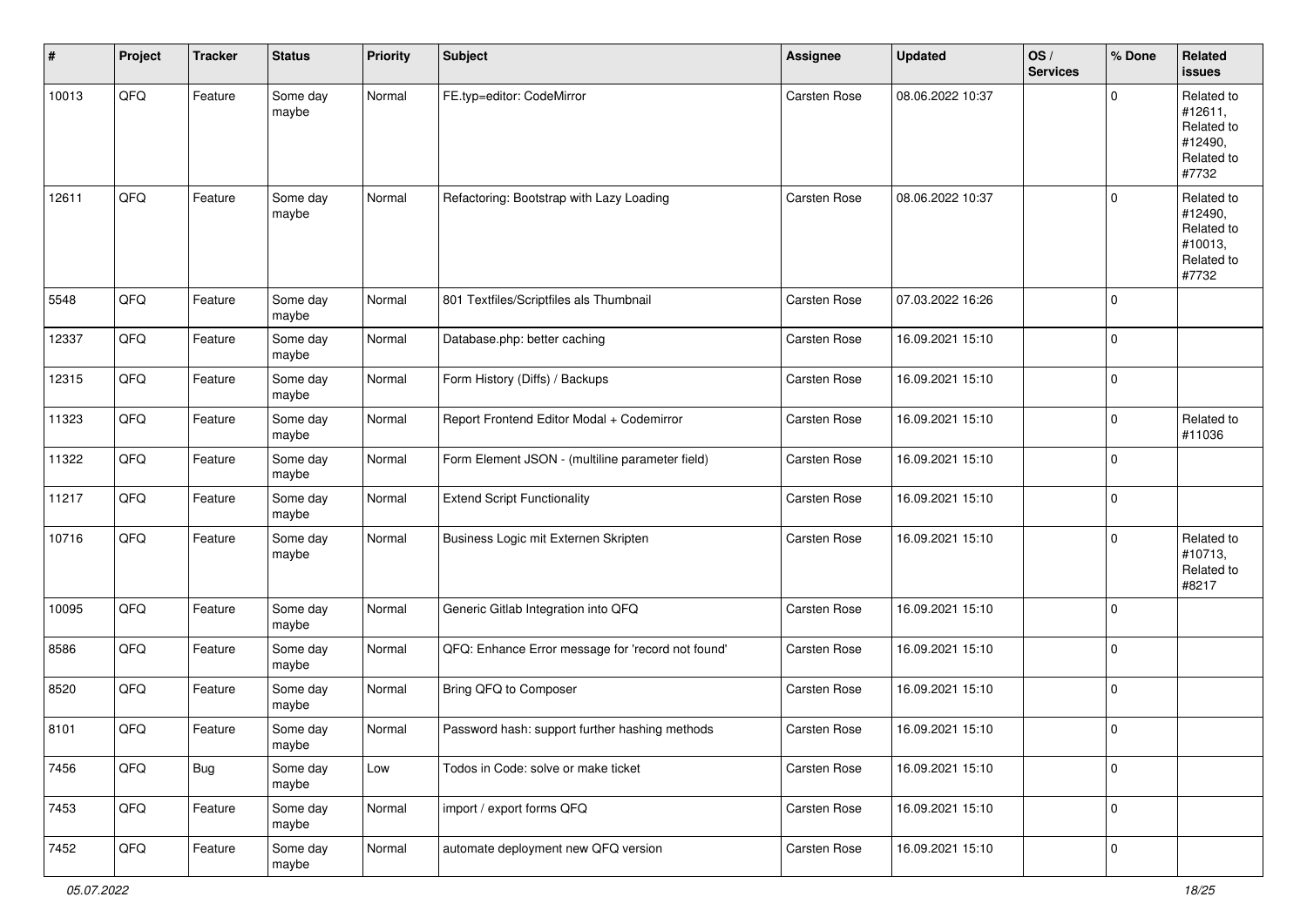| # | Project | Tracker | Status | Priority | Subject | Assignee | Updated | OS / Services | % Done | Related issues |
|---|---|---|---|---|---|---|---|---|---|---|
| 10013 | QFQ | Feature | Some day maybe | Normal | FE.typ=editor: CodeMirror | Carsten Rose | 08.06.2022 10:37 | | 0 | Related to #12611, Related to #12490, Related to #7732 |
| 12611 | QFQ | Feature | Some day maybe | Normal | Refactoring: Bootstrap with Lazy Loading | Carsten Rose | 08.06.2022 10:37 | | 0 | Related to #12490, Related to #10013, Related to #7732 |
| 5548 | QFQ | Feature | Some day maybe | Normal | 801 Textfiles/Scriptfiles als Thumbnail | Carsten Rose | 07.03.2022 16:26 | | 0 | |
| 12337 | QFQ | Feature | Some day maybe | Normal | Database.php: better caching | Carsten Rose | 16.09.2021 15:10 | | 0 | |
| 12315 | QFQ | Feature | Some day maybe | Normal | Form History (Diffs) / Backups | Carsten Rose | 16.09.2021 15:10 | | 0 | |
| 11323 | QFQ | Feature | Some day maybe | Normal | Report Frontend Editor Modal + Codemirror | Carsten Rose | 16.09.2021 15:10 | | 0 | Related to #11036 |
| 11322 | QFQ | Feature | Some day maybe | Normal | Form Element JSON - (multiline parameter field) | Carsten Rose | 16.09.2021 15:10 | | 0 | |
| 11217 | QFQ | Feature | Some day maybe | Normal | Extend Script Functionality | Carsten Rose | 16.09.2021 15:10 | | 0 | |
| 10716 | QFQ | Feature | Some day maybe | Normal | Business Logic mit Externen Skripten | Carsten Rose | 16.09.2021 15:10 | | 0 | Related to #10713, Related to #8217 |
| 10095 | QFQ | Feature | Some day maybe | Normal | Generic Gitlab Integration into QFQ | Carsten Rose | 16.09.2021 15:10 | | 0 | |
| 8586 | QFQ | Feature | Some day maybe | Normal | QFQ: Enhance Error message for 'record not found' | Carsten Rose | 16.09.2021 15:10 | | 0 | |
| 8520 | QFQ | Feature | Some day maybe | Normal | Bring QFQ to Composer | Carsten Rose | 16.09.2021 15:10 | | 0 | |
| 8101 | QFQ | Feature | Some day maybe | Normal | Password hash: support further hashing methods | Carsten Rose | 16.09.2021 15:10 | | 0 | |
| 7456 | QFQ | Bug | Some day maybe | Low | Todos in Code: solve or make ticket | Carsten Rose | 16.09.2021 15:10 | | 0 | |
| 7453 | QFQ | Feature | Some day maybe | Normal | import / export forms QFQ | Carsten Rose | 16.09.2021 15:10 | | 0 | |
| 7452 | QFQ | Feature | Some day maybe | Normal | automate deployment new QFQ version | Carsten Rose | 16.09.2021 15:10 | | 0 | |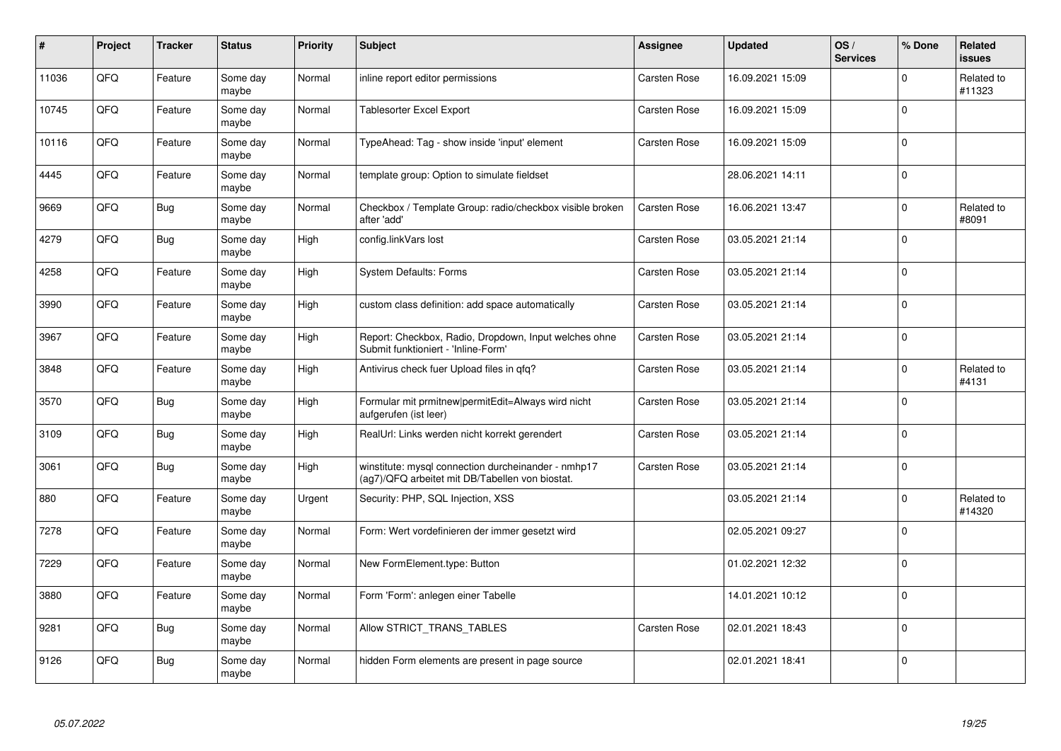| # | Project | Tracker | Status | Priority | Subject | Assignee | Updated | OS / Services | % Done | Related issues |
|---|---|---|---|---|---|---|---|---|---|---|
| 11036 | QFQ | Feature | Some day maybe | Normal | inline report editor permissions | Carsten Rose | 16.09.2021 15:09 | | 0 | Related to #11323 |
| 10745 | QFQ | Feature | Some day maybe | Normal | Tablesorter Excel Export | Carsten Rose | 16.09.2021 15:09 | | 0 | |
| 10116 | QFQ | Feature | Some day maybe | Normal | TypeAhead: Tag - show inside 'input' element | Carsten Rose | 16.09.2021 15:09 | | 0 | |
| 4445 | QFQ | Feature | Some day maybe | Normal | template group: Option to simulate fieldset | | 28.06.2021 14:11 | | 0 | |
| 9669 | QFQ | Bug | Some day maybe | Normal | Checkbox / Template Group: radio/checkbox visible broken after 'add' | Carsten Rose | 16.06.2021 13:47 | | 0 | Related to #8091 |
| 4279 | QFQ | Bug | Some day maybe | High | config.linkVars lost | Carsten Rose | 03.05.2021 21:14 | | 0 | |
| 4258 | QFQ | Feature | Some day maybe | High | System Defaults: Forms | Carsten Rose | 03.05.2021 21:14 | | 0 | |
| 3990 | QFQ | Feature | Some day maybe | High | custom class definition: add space automatically | Carsten Rose | 03.05.2021 21:14 | | 0 | |
| 3967 | QFQ | Feature | Some day maybe | High | Report: Checkbox, Radio, Dropdown, Input welches ohne Submit funktioniert - 'Inline-Form' | Carsten Rose | 03.05.2021 21:14 | | 0 | |
| 3848 | QFQ | Feature | Some day maybe | High | Antivirus check fuer Upload files in qfq? | Carsten Rose | 03.05.2021 21:14 | | 0 | Related to #4131 |
| 3570 | QFQ | Bug | Some day maybe | High | Formular mit prmitnew\|permitEdit=Always wird nicht aufgerufen (ist leer) | Carsten Rose | 03.05.2021 21:14 | | 0 | |
| 3109 | QFQ | Bug | Some day maybe | High | RealUrl: Links werden nicht korrekt gerendert | Carsten Rose | 03.05.2021 21:14 | | 0 | |
| 3061 | QFQ | Bug | Some day maybe | High | winstitute: mysql connection durcheinander - nmhp17 (ag7)/QFQ arbeitet mit DB/Tabellen von biostat. | Carsten Rose | 03.05.2021 21:14 | | 0 | |
| 880 | QFQ | Feature | Some day maybe | Urgent | Security: PHP, SQL Injection, XSS | | 03.05.2021 21:14 | | 0 | Related to #14320 |
| 7278 | QFQ | Feature | Some day maybe | Normal | Form: Wert vordefinieren der immer gesetzt wird | | 02.05.2021 09:27 | | 0 | |
| 7229 | QFQ | Feature | Some day maybe | Normal | New FormElement.type: Button | | 01.02.2021 12:32 | | 0 | |
| 3880 | QFQ | Feature | Some day maybe | Normal | Form 'Form': anlegen einer Tabelle | | 14.01.2021 10:12 | | 0 | |
| 9281 | QFQ | Bug | Some day maybe | Normal | Allow STRICT_TRANS_TABLES | Carsten Rose | 02.01.2021 18:43 | | 0 | |
| 9126 | QFQ | Bug | Some day maybe | Normal | hidden Form elements are present in page source | | 02.01.2021 18:41 | | 0 | |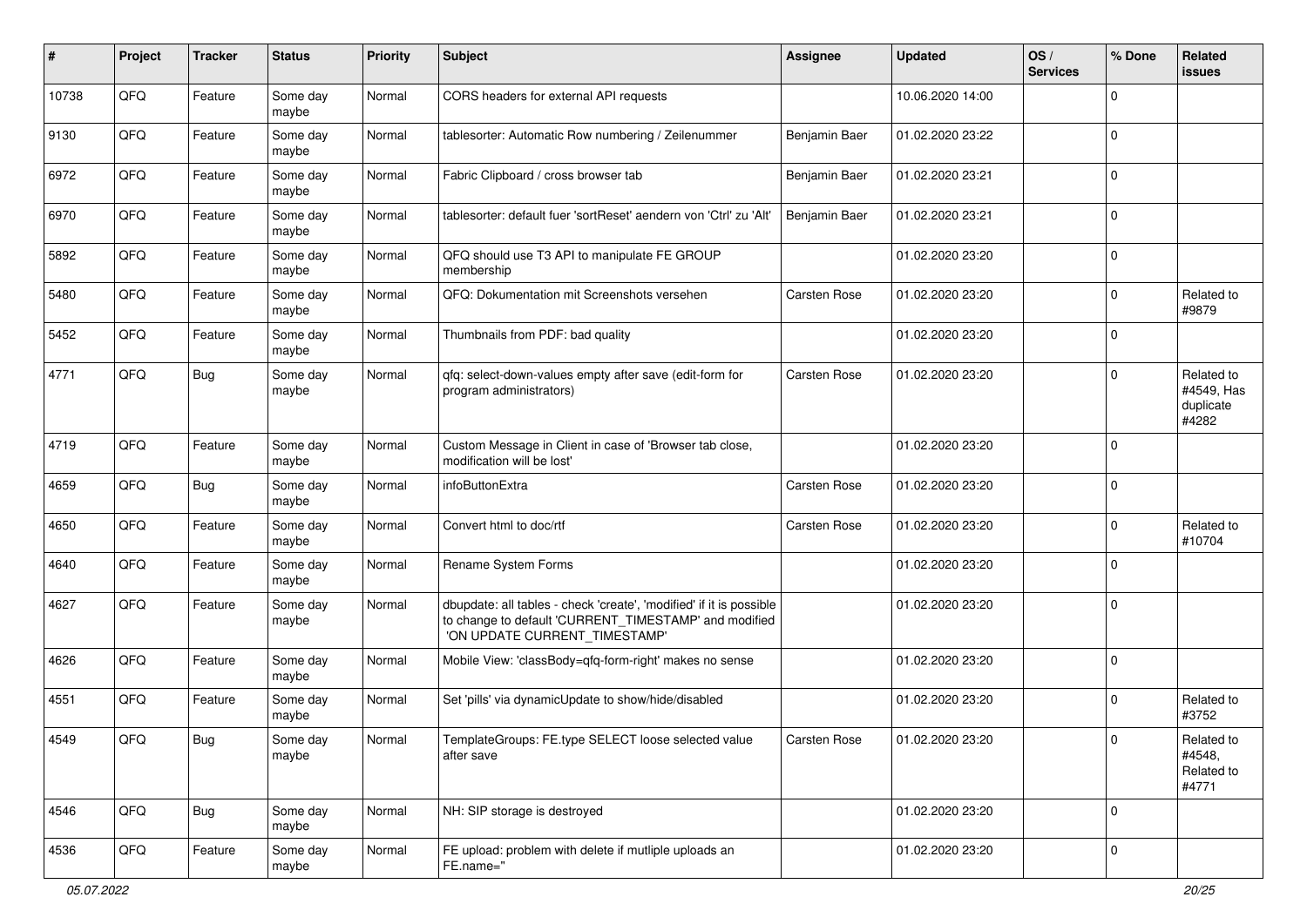| # | Project | Tracker | Status | Priority | Subject | Assignee | Updated | OS / Services | % Done | Related issues |
|---|---|---|---|---|---|---|---|---|---|---|
| 10738 | QFQ | Feature | Some day maybe | Normal | CORS headers for external API requests | | 10.06.2020 14:00 | | 0 | |
| 9130 | QFQ | Feature | Some day maybe | Normal | tablesorter: Automatic Row numbering / Zeilenummer | Benjamin Baer | 01.02.2020 23:22 | | 0 | |
| 6972 | QFQ | Feature | Some day maybe | Normal | Fabric Clipboard / cross browser tab | Benjamin Baer | 01.02.2020 23:21 | | 0 | |
| 6970 | QFQ | Feature | Some day maybe | Normal | tablesorter: default fuer 'sortReset' aendern von 'Ctrl' zu 'Alt' | Benjamin Baer | 01.02.2020 23:21 | | 0 | |
| 5892 | QFQ | Feature | Some day maybe | Normal | QFQ should use T3 API to manipulate FE GROUP membership | | 01.02.2020 23:20 | | 0 | |
| 5480 | QFQ | Feature | Some day maybe | Normal | QFQ: Dokumentation mit Screenshots versehen | Carsten Rose | 01.02.2020 23:20 | | 0 | Related to #9879 |
| 5452 | QFQ | Feature | Some day maybe | Normal | Thumbnails from PDF: bad quality | | 01.02.2020 23:20 | | 0 | |
| 4771 | QFQ | Bug | Some day maybe | Normal | qfq: select-down-values empty after save (edit-form for program administrators) | Carsten Rose | 01.02.2020 23:20 | | 0 | Related to #4549, Has duplicate #4282 |
| 4719 | QFQ | Feature | Some day maybe | Normal | Custom Message in Client in case of 'Browser tab close, modification will be lost' | | 01.02.2020 23:20 | | 0 | |
| 4659 | QFQ | Bug | Some day maybe | Normal | infoButtonExtra | Carsten Rose | 01.02.2020 23:20 | | 0 | |
| 4650 | QFQ | Feature | Some day maybe | Normal | Convert html to doc/rtf | Carsten Rose | 01.02.2020 23:20 | | 0 | Related to #10704 |
| 4640 | QFQ | Feature | Some day maybe | Normal | Rename System Forms | | 01.02.2020 23:20 | | 0 | |
| 4627 | QFQ | Feature | Some day maybe | Normal | dbupdate: all tables - check 'create', 'modified' if it is possible to change to default 'CURRENT_TIMESTAMP' and modified 'ON UPDATE CURRENT_TIMESTAMP' | | 01.02.2020 23:20 | | 0 | |
| 4626 | QFQ | Feature | Some day maybe | Normal | Mobile View: 'classBody=qfq-form-right' makes no sense | | 01.02.2020 23:20 | | 0 | |
| 4551 | QFQ | Feature | Some day maybe | Normal | Set 'pills' via dynamicUpdate to show/hide/disabled | | 01.02.2020 23:20 | | 0 | Related to #3752 |
| 4549 | QFQ | Bug | Some day maybe | Normal | TemplateGroups: FE.type SELECT loose selected value after save | Carsten Rose | 01.02.2020 23:20 | | 0 | Related to #4548, Related to #4771 |
| 4546 | QFQ | Bug | Some day maybe | Normal | NH: SIP storage is destroyed | | 01.02.2020 23:20 | | 0 | |
| 4536 | QFQ | Feature | Some day maybe | Normal | FE upload: problem with delete if mutliple uploads an FE.name=" | | 01.02.2020 23:20 | | 0 | |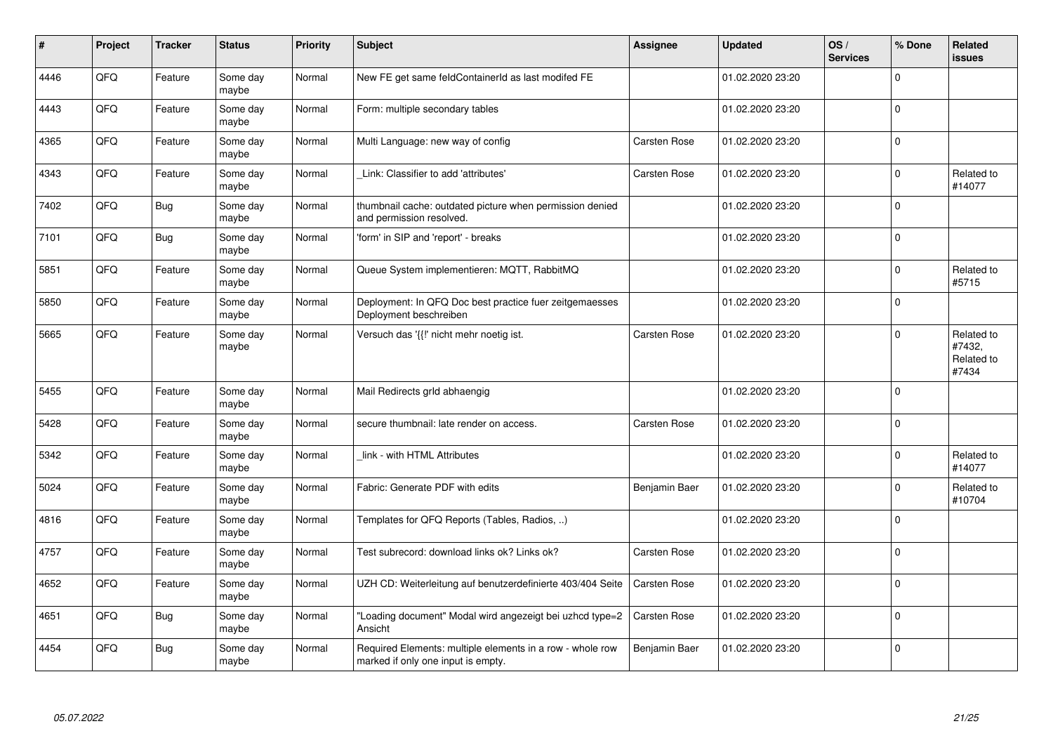| # | Project | Tracker | Status | Priority | Subject | Assignee | Updated | OS / Services | % Done | Related issues |
|---|---|---|---|---|---|---|---|---|---|---|
| 4446 | QFQ | Feature | Some day maybe | Normal | New FE get same feldContainerId as last modifed FE | | 01.02.2020 23:20 | | 0 | |
| 4443 | QFQ | Feature | Some day maybe | Normal | Form: multiple secondary tables | | 01.02.2020 23:20 | | 0 | |
| 4365 | QFQ | Feature | Some day maybe | Normal | Multi Language: new way of config | Carsten Rose | 01.02.2020 23:20 | | 0 | |
| 4343 | QFQ | Feature | Some day maybe | Normal | _Link: Classifier to add 'attributes' | Carsten Rose | 01.02.2020 23:20 | | 0 | Related to #14077 |
| 7402 | QFQ | Bug | Some day maybe | Normal | thumbnail cache: outdated picture when permission denied and permission resolved. | | 01.02.2020 23:20 | | 0 | |
| 7101 | QFQ | Bug | Some day maybe | Normal | 'form' in SIP and 'report' - breaks | | 01.02.2020 23:20 | | 0 | |
| 5851 | QFQ | Feature | Some day maybe | Normal | Queue System implementieren: MQTT, RabbitMQ | | 01.02.2020 23:20 | | 0 | Related to #5715 |
| 5850 | QFQ | Feature | Some day maybe | Normal | Deployment: In QFQ Doc best practice fuer zeitgemaesses Deployment beschreiben | | 01.02.2020 23:20 | | 0 | |
| 5665 | QFQ | Feature | Some day maybe | Normal | Versuch das '{{!' nicht mehr noetig ist. | Carsten Rose | 01.02.2020 23:20 | | 0 | Related to #7432, Related to #7434 |
| 5455 | QFQ | Feature | Some day maybe | Normal | Mail Redirects grId abhaengig | | 01.02.2020 23:20 | | 0 | |
| 5428 | QFQ | Feature | Some day maybe | Normal | secure thumbnail: late render on access. | Carsten Rose | 01.02.2020 23:20 | | 0 | |
| 5342 | QFQ | Feature | Some day maybe | Normal | _link - with HTML Attributes | | 01.02.2020 23:20 | | 0 | Related to #14077 |
| 5024 | QFQ | Feature | Some day maybe | Normal | Fabric: Generate PDF with edits | Benjamin Baer | 01.02.2020 23:20 | | 0 | Related to #10704 |
| 4816 | QFQ | Feature | Some day maybe | Normal | Templates for QFQ Reports (Tables, Radios, ..) | | 01.02.2020 23:20 | | 0 | |
| 4757 | QFQ | Feature | Some day maybe | Normal | Test subrecord: download links ok? Links ok? | Carsten Rose | 01.02.2020 23:20 | | 0 | |
| 4652 | QFQ | Feature | Some day maybe | Normal | UZH CD: Weiterleitung auf benutzerdefinierte 403/404 Seite | Carsten Rose | 01.02.2020 23:20 | | 0 | |
| 4651 | QFQ | Bug | Some day maybe | Normal | "Loading document" Modal wird angezeigt bei uzhcd type=2 Ansicht | Carsten Rose | 01.02.2020 23:20 | | 0 | |
| 4454 | QFQ | Bug | Some day maybe | Normal | Required Elements: multiple elements in a row - whole row marked if only one input is empty. | Benjamin Baer | 01.02.2020 23:20 | | 0 | |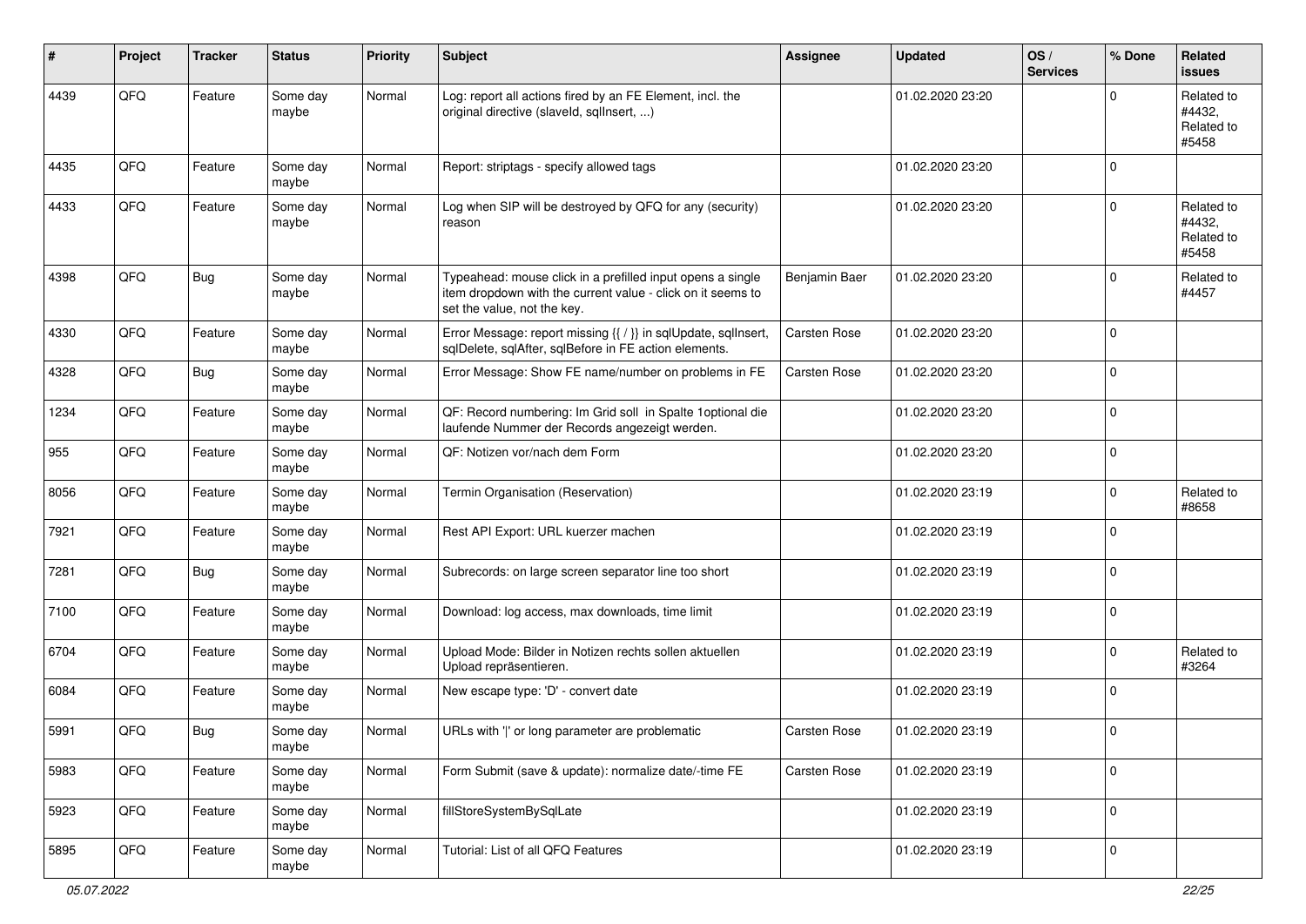| # | Project | Tracker | Status | Priority | Subject | Assignee | Updated | OS / Services | % Done | Related issues |
|---|---|---|---|---|---|---|---|---|---|---|
| 4439 | QFQ | Feature | Some day maybe | Normal | Log: report all actions fired by an FE Element, incl. the original directive (slaveId, sqlInsert, ...) | | 01.02.2020 23:20 | | 0 | Related to #4432, Related to #5458 |
| 4435 | QFQ | Feature | Some day maybe | Normal | Report: striptags - specify allowed tags | | 01.02.2020 23:20 | | 0 | |
| 4433 | QFQ | Feature | Some day maybe | Normal | Log when SIP will be destroyed by QFQ for any (security) reason | | 01.02.2020 23:20 | | 0 | Related to #4432, Related to #5458 |
| 4398 | QFQ | Bug | Some day maybe | Normal | Typeahead: mouse click in a prefilled input opens a single item dropdown with the current value - click on it seems to set the value, not the key. | Benjamin Baer | 01.02.2020 23:20 | | 0 | Related to #4457 |
| 4330 | QFQ | Feature | Some day maybe | Normal | Error Message: report missing {{ / }} in sqlUpdate, sqlInsert, sqlDelete, sqlAfter, sqlBefore in FE action elements. | Carsten Rose | 01.02.2020 23:20 | | 0 | |
| 4328 | QFQ | Bug | Some day maybe | Normal | Error Message: Show FE name/number on problems in FE | Carsten Rose | 01.02.2020 23:20 | | 0 | |
| 1234 | QFQ | Feature | Some day maybe | Normal | QF: Record numbering: Im Grid soll in Spalte 1optional die laufende Nummer der Records angezeigt werden. | | 01.02.2020 23:20 | | 0 | |
| 955 | QFQ | Feature | Some day maybe | Normal | QF: Notizen vor/nach dem Form | | 01.02.2020 23:20 | | 0 | |
| 8056 | QFQ | Feature | Some day maybe | Normal | Termin Organisation (Reservation) | | 01.02.2020 23:19 | | 0 | Related to #8658 |
| 7921 | QFQ | Feature | Some day maybe | Normal | Rest API Export: URL kuerzer machen | | 01.02.2020 23:19 | | 0 | |
| 7281 | QFQ | Bug | Some day maybe | Normal | Subrecords: on large screen separator line too short | | 01.02.2020 23:19 | | 0 | |
| 7100 | QFQ | Feature | Some day maybe | Normal | Download: log access, max downloads, time limit | | 01.02.2020 23:19 | | 0 | |
| 6704 | QFQ | Feature | Some day maybe | Normal | Upload Mode: Bilder in Notizen rechts sollen aktuellen Upload repräsentieren. | | 01.02.2020 23:19 | | 0 | Related to #3264 |
| 6084 | QFQ | Feature | Some day maybe | Normal | New escape type: 'D' - convert date | | 01.02.2020 23:19 | | 0 | |
| 5991 | QFQ | Bug | Some day maybe | Normal | URLs with '\|' or long parameter are problematic | Carsten Rose | 01.02.2020 23:19 | | 0 | |
| 5983 | QFQ | Feature | Some day maybe | Normal | Form Submit (save & update): normalize date/-time FE | Carsten Rose | 01.02.2020 23:19 | | 0 | |
| 5923 | QFQ | Feature | Some day maybe | Normal | fillStoreSystemBySqlLate | | 01.02.2020 23:19 | | 0 | |
| 5895 | QFQ | Feature | Some day maybe | Normal | Tutorial: List of all QFQ Features | | 01.02.2020 23:19 | | 0 | |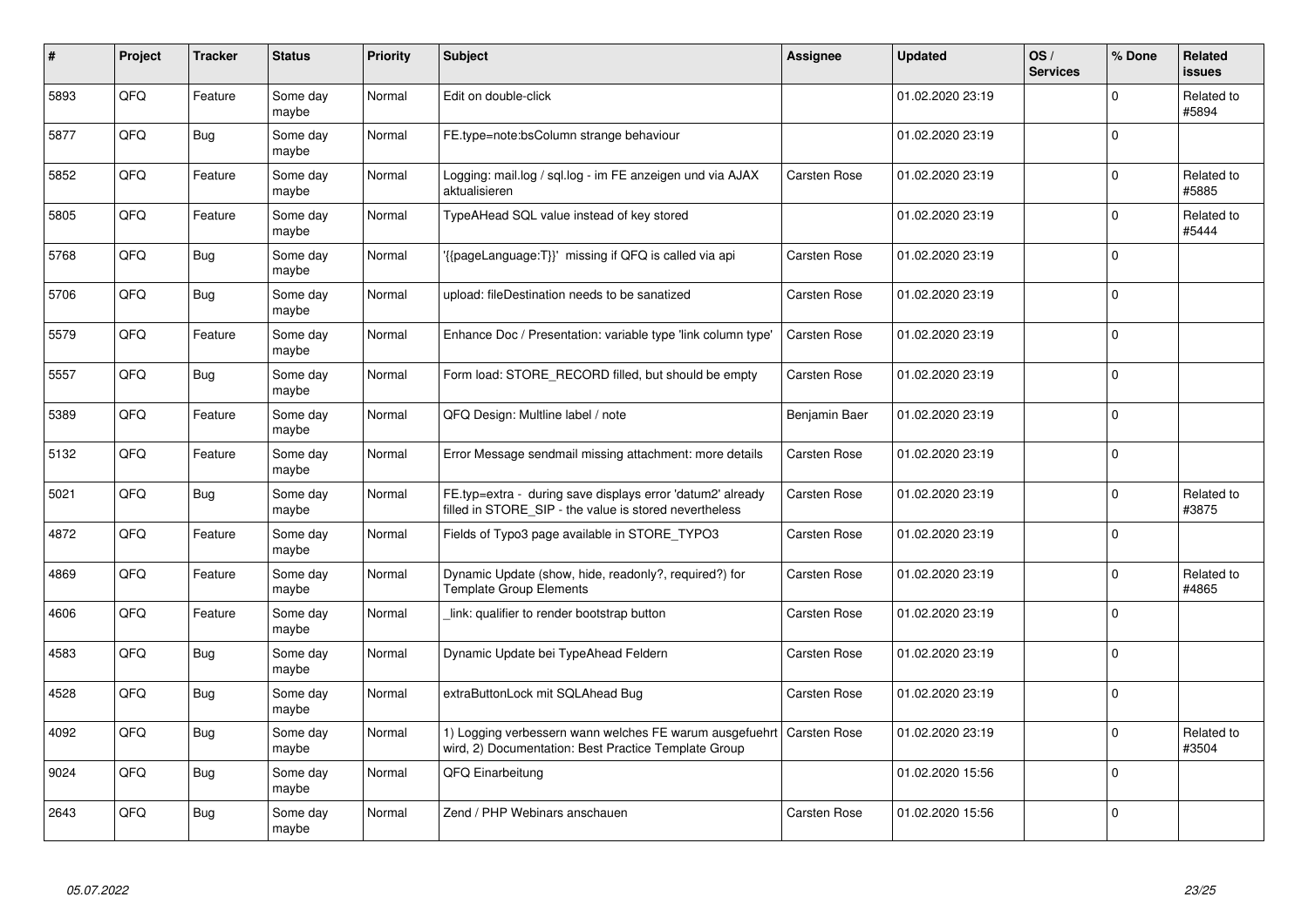| # | Project | Tracker | Status | Priority | Subject | Assignee | Updated | OS / Services | % Done | Related issues |
|---|---|---|---|---|---|---|---|---|---|---|
| 5893 | QFQ | Feature | Some day maybe | Normal | Edit on double-click | | 01.02.2020 23:19 | | 0 | Related to #5894 |
| 5877 | QFQ | Bug | Some day maybe | Normal | FE.type=note:bsColumn strange behaviour | | 01.02.2020 23:19 | | 0 | |
| 5852 | QFQ | Feature | Some day maybe | Normal | Logging: mail.log / sql.log - im FE anzeigen und via AJAX aktualisieren | Carsten Rose | 01.02.2020 23:19 | | 0 | Related to #5885 |
| 5805 | QFQ | Feature | Some day maybe | Normal | TypeAHead SQL value instead of key stored | | 01.02.2020 23:19 | | 0 | Related to #5444 |
| 5768 | QFQ | Bug | Some day maybe | Normal | '{{pageLanguage:T}}' missing if QFQ is called via api | Carsten Rose | 01.02.2020 23:19 | | 0 | |
| 5706 | QFQ | Bug | Some day maybe | Normal | upload: fileDestination needs to be sanatized | Carsten Rose | 01.02.2020 23:19 | | 0 | |
| 5579 | QFQ | Feature | Some day maybe | Normal | Enhance Doc / Presentation: variable type 'link column type' | Carsten Rose | 01.02.2020 23:19 | | 0 | |
| 5557 | QFQ | Bug | Some day maybe | Normal | Form load: STORE_RECORD filled, but should be empty | Carsten Rose | 01.02.2020 23:19 | | 0 | |
| 5389 | QFQ | Feature | Some day maybe | Normal | QFQ Design: Multline label / note | Benjamin Baer | 01.02.2020 23:19 | | 0 | |
| 5132 | QFQ | Feature | Some day maybe | Normal | Error Message sendmail missing attachment: more details | Carsten Rose | 01.02.2020 23:19 | | 0 | |
| 5021 | QFQ | Bug | Some day maybe | Normal | FE.typ=extra - during save displays error 'datum2' already filled in STORE_SIP - the value is stored nevertheless | Carsten Rose | 01.02.2020 23:19 | | 0 | Related to #3875 |
| 4872 | QFQ | Feature | Some day maybe | Normal | Fields of Typo3 page available in STORE_TYPO3 | Carsten Rose | 01.02.2020 23:19 | | 0 | |
| 4869 | QFQ | Feature | Some day maybe | Normal | Dynamic Update (show, hide, readonly?, required?) for Template Group Elements | Carsten Rose | 01.02.2020 23:19 | | 0 | Related to #4865 |
| 4606 | QFQ | Feature | Some day maybe | Normal | _link: qualifier to render bootstrap button | Carsten Rose | 01.02.2020 23:19 | | 0 | |
| 4583 | QFQ | Bug | Some day maybe | Normal | Dynamic Update bei TypeAhead Feldern | Carsten Rose | 01.02.2020 23:19 | | 0 | |
| 4528 | QFQ | Bug | Some day maybe | Normal | extraButtonLock mit SQLAhead Bug | Carsten Rose | 01.02.2020 23:19 | | 0 | |
| 4092 | QFQ | Bug | Some day maybe | Normal | 1) Logging verbessern wann welches FE warum ausgefuehrt wird, 2) Documentation: Best Practice Template Group | Carsten Rose | 01.02.2020 23:19 | | 0 | Related to #3504 |
| 9024 | QFQ | Bug | Some day maybe | Normal | QFQ Einarbeitung | | 01.02.2020 15:56 | | 0 | |
| 2643 | QFQ | Bug | Some day maybe | Normal | Zend / PHP Webinars anschauen | Carsten Rose | 01.02.2020 15:56 | | 0 | |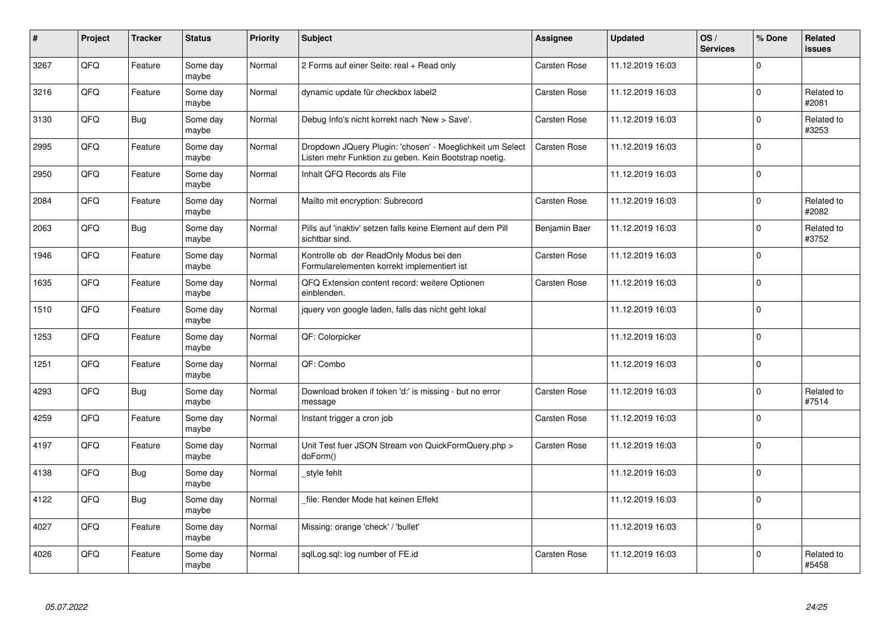| # | Project | Tracker | Status | Priority | Subject | Assignee | Updated | OS / Services | % Done | Related issues |
|---|---|---|---|---|---|---|---|---|---|---|
| 3267 | QFQ | Feature | Some day maybe | Normal | 2 Forms auf einer Seite: real + Read only | Carsten Rose | 11.12.2019 16:03 | | 0 | |
| 3216 | QFQ | Feature | Some day maybe | Normal | dynamic update für checkbox label2 | Carsten Rose | 11.12.2019 16:03 | | 0 | Related to #2081 |
| 3130 | QFQ | Bug | Some day maybe | Normal | Debug Info's nicht korrekt nach 'New > Save'. | Carsten Rose | 11.12.2019 16:03 | | 0 | Related to #3253 |
| 2995 | QFQ | Feature | Some day maybe | Normal | Dropdown JQuery Plugin: 'chosen' - Moeglichkeit um Select Listen mehr Funktion zu geben. Kein Bootstrap noetig. | Carsten Rose | 11.12.2019 16:03 | | 0 | |
| 2950 | QFQ | Feature | Some day maybe | Normal | Inhalt QFQ Records als File | | 11.12.2019 16:03 | | 0 | |
| 2084 | QFQ | Feature | Some day maybe | Normal | Mailto mit encryption: Subrecord | Carsten Rose | 11.12.2019 16:03 | | 0 | Related to #2082 |
| 2063 | QFQ | Bug | Some day maybe | Normal | Pills auf 'inaktiv' setzen falls keine Element auf dem Pill sichtbar sind. | Benjamin Baer | 11.12.2019 16:03 | | 0 | Related to #3752 |
| 1946 | QFQ | Feature | Some day maybe | Normal | Kontrolle ob der ReadOnly Modus bei den Formularelementen korrekt implementiert ist | Carsten Rose | 11.12.2019 16:03 | | 0 | |
| 1635 | QFQ | Feature | Some day maybe | Normal | QFQ Extension content record: weitere Optionen einblenden. | Carsten Rose | 11.12.2019 16:03 | | 0 | |
| 1510 | QFQ | Feature | Some day maybe | Normal | jquery von google laden, falls das nicht geht lokal | | 11.12.2019 16:03 | | 0 | |
| 1253 | QFQ | Feature | Some day maybe | Normal | QF: Colorpicker | | 11.12.2019 16:03 | | 0 | |
| 1251 | QFQ | Feature | Some day maybe | Normal | QF: Combo | | 11.12.2019 16:03 | | 0 | |
| 4293 | QFQ | Bug | Some day maybe | Normal | Download broken if token 'd:' is missing - but no error message | Carsten Rose | 11.12.2019 16:03 | | 0 | Related to #7514 |
| 4259 | QFQ | Feature | Some day maybe | Normal | Instant trigger a cron job | Carsten Rose | 11.12.2019 16:03 | | 0 | |
| 4197 | QFQ | Feature | Some day maybe | Normal | Unit Test fuer JSON Stream von QuickFormQuery.php > doForm() | Carsten Rose | 11.12.2019 16:03 | | 0 | |
| 4138 | QFQ | Bug | Some day maybe | Normal | _style fehlt | | 11.12.2019 16:03 | | 0 | |
| 4122 | QFQ | Bug | Some day maybe | Normal | _file: Render Mode hat keinen Effekt | | 11.12.2019 16:03 | | 0 | |
| 4027 | QFQ | Feature | Some day maybe | Normal | Missing: orange 'check' / 'bullet' | | 11.12.2019 16:03 | | 0 | |
| 4026 | QFQ | Feature | Some day maybe | Normal | sqlLog.sql: log number of FE.id | Carsten Rose | 11.12.2019 16:03 | | 0 | Related to #5458 |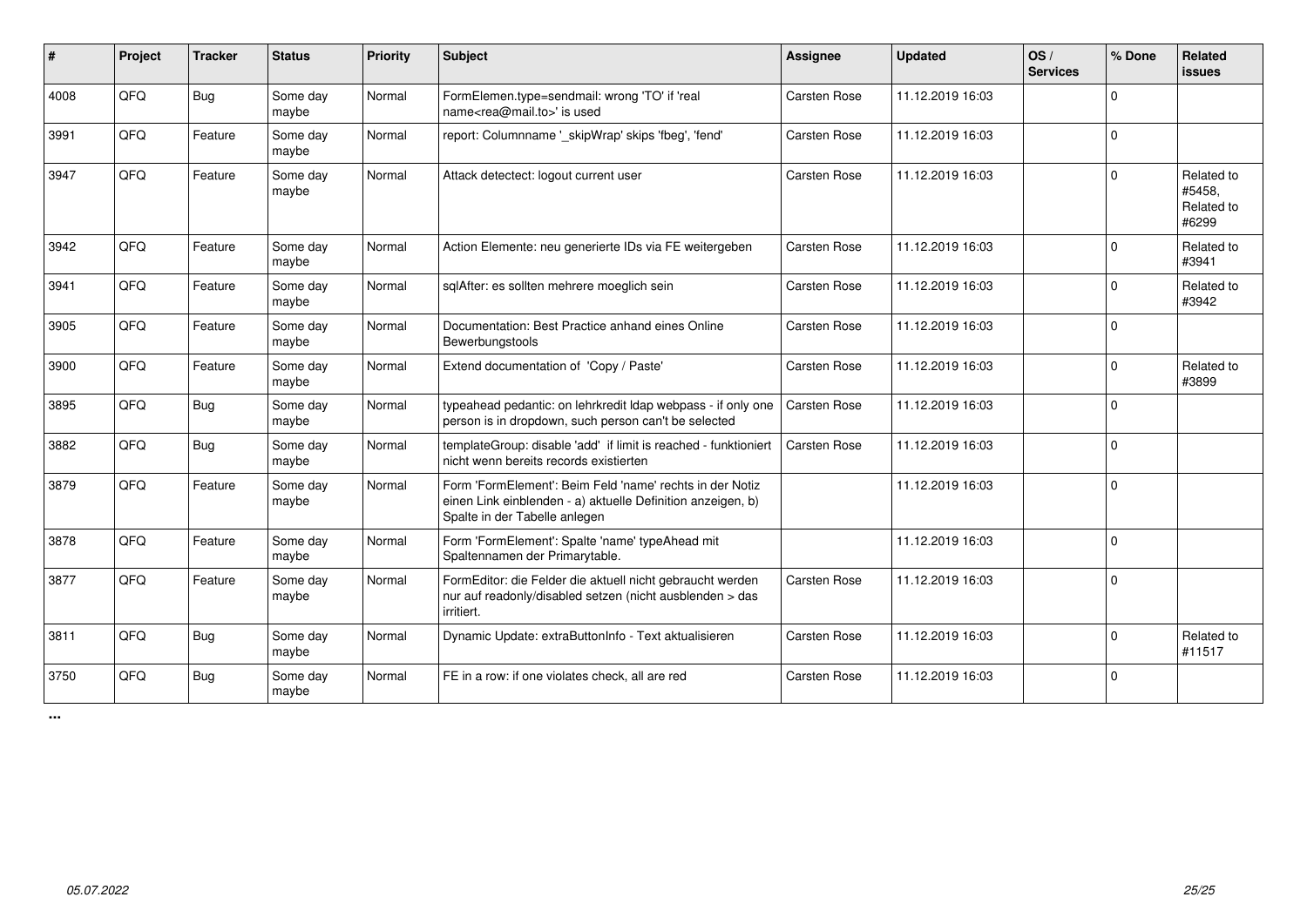| # | Project | Tracker | Status | Priority | Subject | Assignee | Updated | OS / Services | % Done | Related issues |
|---|---|---|---|---|---|---|---|---|---|---|
| 4008 | QFQ | Bug | Some day maybe | Normal | FormElemen.type=sendmail: wrong 'TO' if 'real name<rea@mail.to>' is used | Carsten Rose | 11.12.2019 16:03 | | 0 | |
| 3991 | QFQ | Feature | Some day maybe | Normal | report: Columnname '_skipWrap' skips 'fbeg', 'fend' | Carsten Rose | 11.12.2019 16:03 | | 0 | |
| 3947 | QFQ | Feature | Some day maybe | Normal | Attack detectect: logout current user | Carsten Rose | 11.12.2019 16:03 | | 0 | Related to #5458, Related to #6299 |
| 3942 | QFQ | Feature | Some day maybe | Normal | Action Elemente: neu generierte IDs via FE weitergeben | Carsten Rose | 11.12.2019 16:03 | | 0 | Related to #3941 |
| 3941 | QFQ | Feature | Some day maybe | Normal | sqlAfter: es sollten mehrere moeglich sein | Carsten Rose | 11.12.2019 16:03 | | 0 | Related to #3942 |
| 3905 | QFQ | Feature | Some day maybe | Normal | Documentation: Best Practice anhand eines Online Bewerbungstools | Carsten Rose | 11.12.2019 16:03 | | 0 | |
| 3900 | QFQ | Feature | Some day maybe | Normal | Extend documentation of 'Copy / Paste' | Carsten Rose | 11.12.2019 16:03 | | 0 | Related to #3899 |
| 3895 | QFQ | Bug | Some day maybe | Normal | typeahead pedantic: on lehrkredit ldap webpass - if only one person is in dropdown, such person can't be selected | Carsten Rose | 11.12.2019 16:03 | | 0 | |
| 3882 | QFQ | Bug | Some day maybe | Normal | templateGroup: disable 'add' if limit is reached - funktioniert nicht wenn bereits records existierten | Carsten Rose | 11.12.2019 16:03 | | 0 | |
| 3879 | QFQ | Feature | Some day maybe | Normal | Form 'FormElement': Beim Feld 'name' rechts in der Notiz einen Link einblenden - a) aktuelle Definition anzeigen, b) Spalte in der Tabelle anlegen | | 11.12.2019 16:03 | | 0 | |
| 3878 | QFQ | Feature | Some day maybe | Normal | Form 'FormElement': Spalte 'name' typeAhead mit Spaltennamen der Primarytable. | | 11.12.2019 16:03 | | 0 | |
| 3877 | QFQ | Feature | Some day maybe | Normal | FormEditor: die Felder die aktuell nicht gebraucht werden nur auf readonly/disabled setzen (nicht ausblenden > das irritiert. | Carsten Rose | 11.12.2019 16:03 | | 0 | |
| 3811 | QFQ | Bug | Some day maybe | Normal | Dynamic Update: extraButtonInfo - Text aktualisieren | Carsten Rose | 11.12.2019 16:03 | | 0 | Related to #11517 |
| 3750 | QFQ | Bug | Some day maybe | Normal | FE in a row: if one violates check, all are red | Carsten Rose | 11.12.2019 16:03 | | 0 | |

...